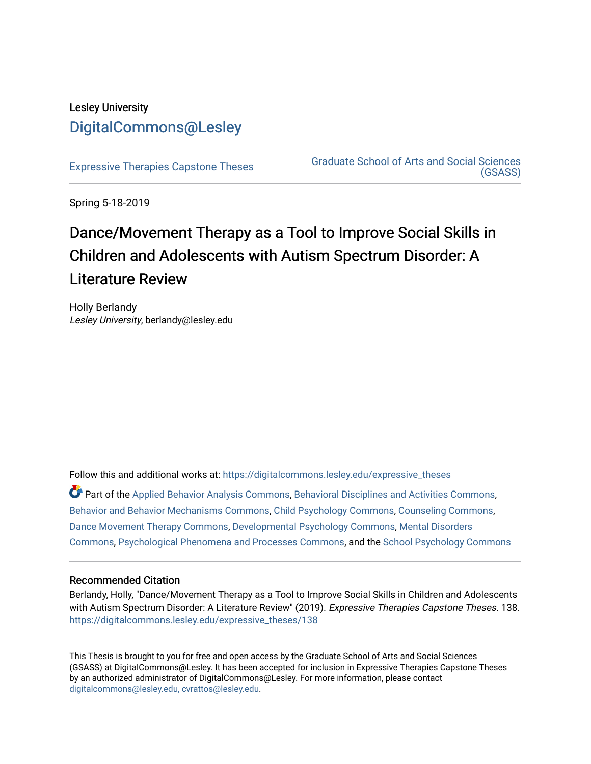Lesley University

# DigitalCommons@Lesley

Expressive Therapies Capstone Theses

Graduate School of Arts and Social Sciences (GSASS)

Spring 5-18-2019

# Dance/Movement Therapy as a Tool to Improve Social Skills in Children and Adolescents with Autism Spectrum Disorder: A Literature Review

Holly Berlandy
*Lesley University*, berlandy@lesley.edu

Follow this and additional works at: https://digitalcommons.lesley.edu/expressive_theses

Part of the Applied Behavior Analysis Commons, Behavioral Disciplines and Activities Commons, Behavior and Behavior Mechanisms Commons, Child Psychology Commons, Counseling Commons, Dance Movement Therapy Commons, Developmental Psychology Commons, Mental Disorders Commons, Psychological Phenomena and Processes Commons, and the School Psychology Commons

## Recommended Citation

Berlandy, Holly, "Dance/Movement Therapy as a Tool to Improve Social Skills in Children and Adolescents with Autism Spectrum Disorder: A Literature Review" (2019). *Expressive Therapies Capstone Theses*. 138.
https://digitalcommons.lesley.edu/expressive_theses/138

This Thesis is brought to you for free and open access by the Graduate School of Arts and Social Sciences (GSASS) at DigitalCommons@Lesley. It has been accepted for inclusion in Expressive Therapies Capstone Theses by an authorized administrator of DigitalCommons@Lesley. For more information, please contact digitalcommons@lesley.edu, cvrattos@lesley.edu.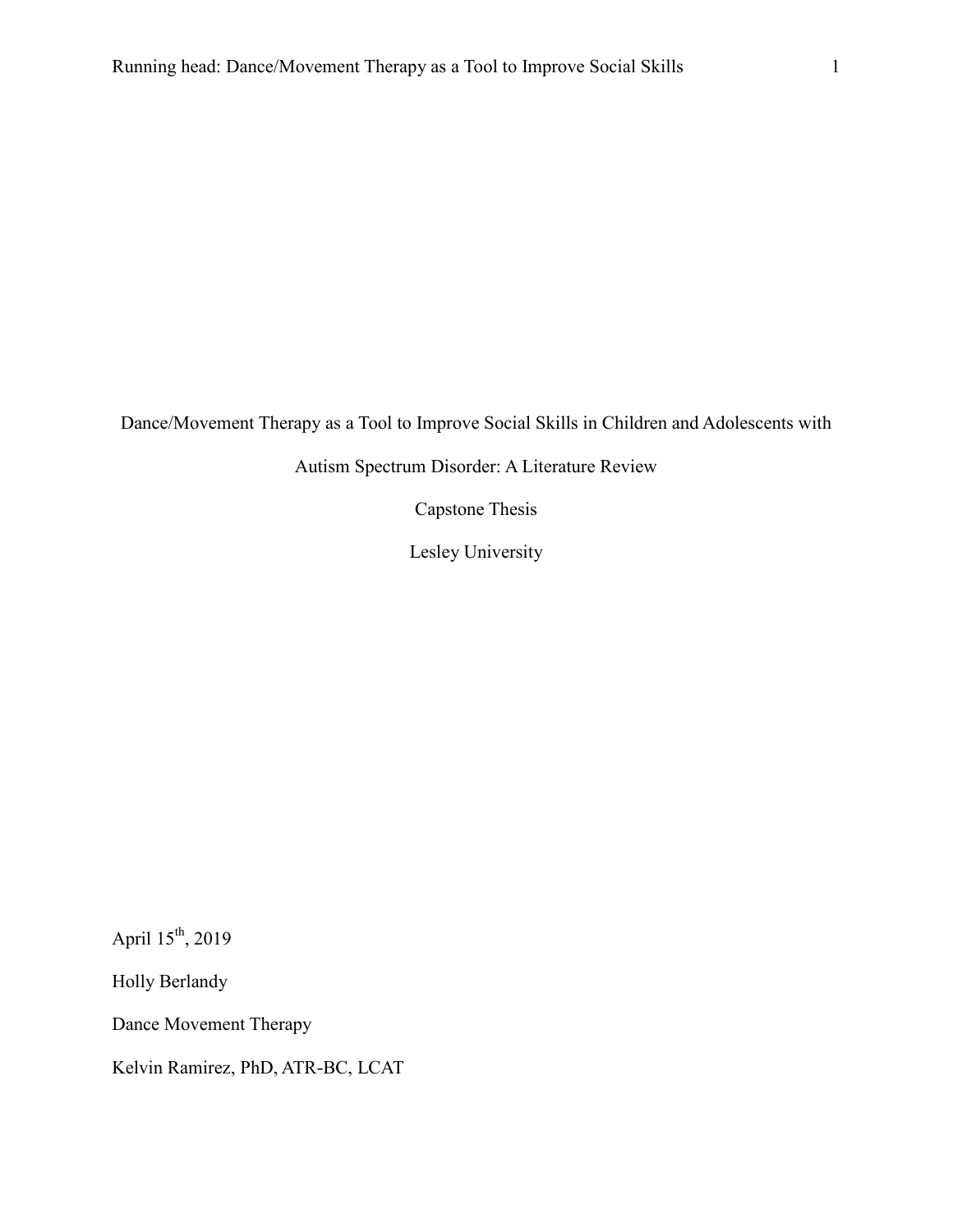Dance/Movement Therapy as a Tool to Improve Social Skills in Children and Adolescents with Autism Spectrum Disorder: A Literature Review

Capstone Thesis

Lesley University

April 15th, 2019

Holly Berlandy

Dance Movement Therapy

Kelvin Ramirez, PhD, ATR-BC, LCAT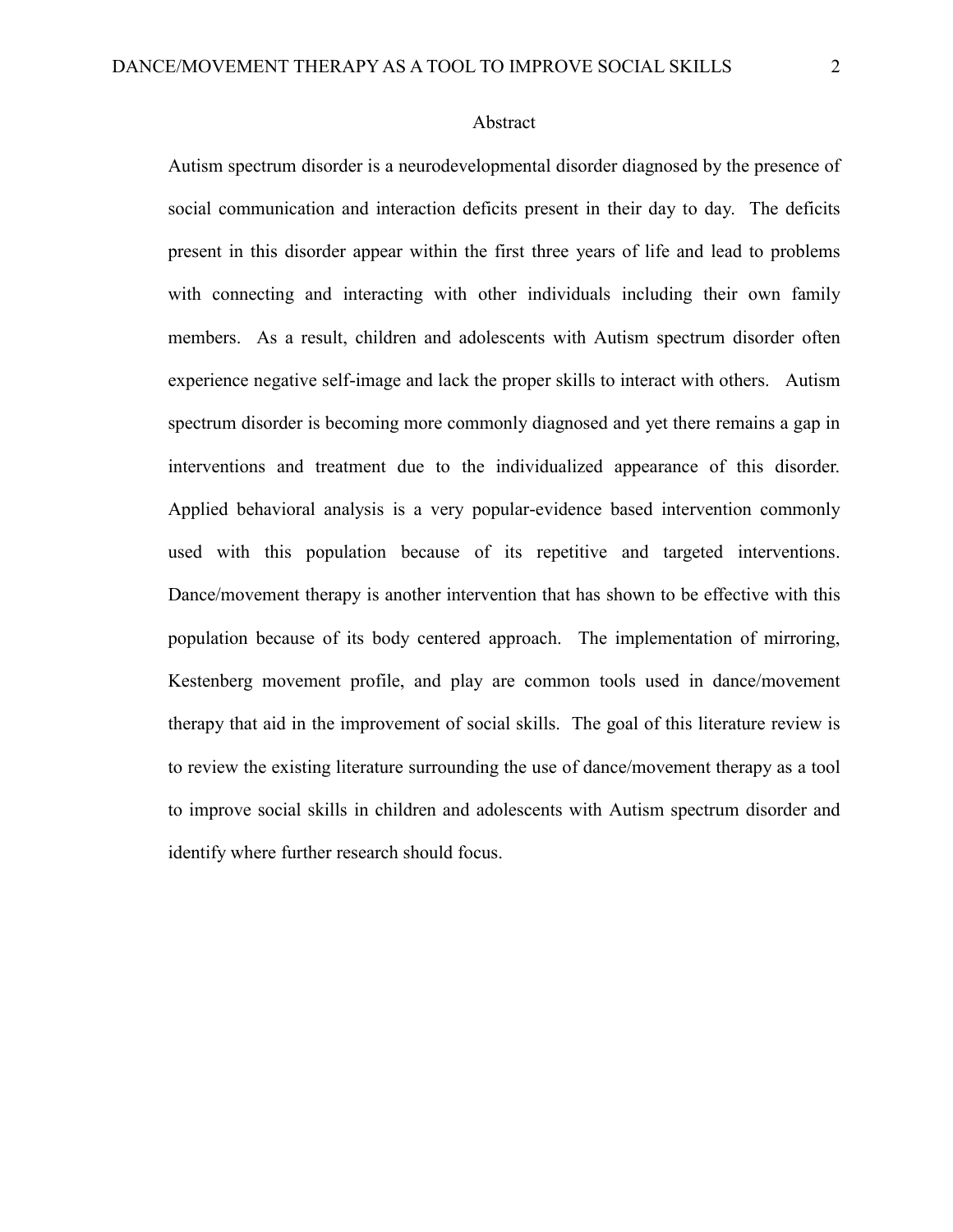## Abstract

Autism spectrum disorder is a neurodevelopmental disorder diagnosed by the presence of social communication and interaction deficits present in their day to day. The deficits present in this disorder appear within the first three years of life and lead to problems with connecting and interacting with other individuals including their own family members. As a result, children and adolescents with Autism spectrum disorder often experience negative self-image and lack the proper skills to interact with others. Autism spectrum disorder is becoming more commonly diagnosed and yet there remains a gap in interventions and treatment due to the individualized appearance of this disorder. Applied behavioral analysis is a very popular-evidence based intervention commonly used with this population because of its repetitive and targeted interventions. Dance/movement therapy is another intervention that has shown to be effective with this population because of its body centered approach. The implementation of mirroring, Kestenberg movement profile, and play are common tools used in dance/movement therapy that aid in the improvement of social skills. The goal of this literature review is to review the existing literature surrounding the use of dance/movement therapy as a tool to improve social skills in children and adolescents with Autism spectrum disorder and identify where further research should focus.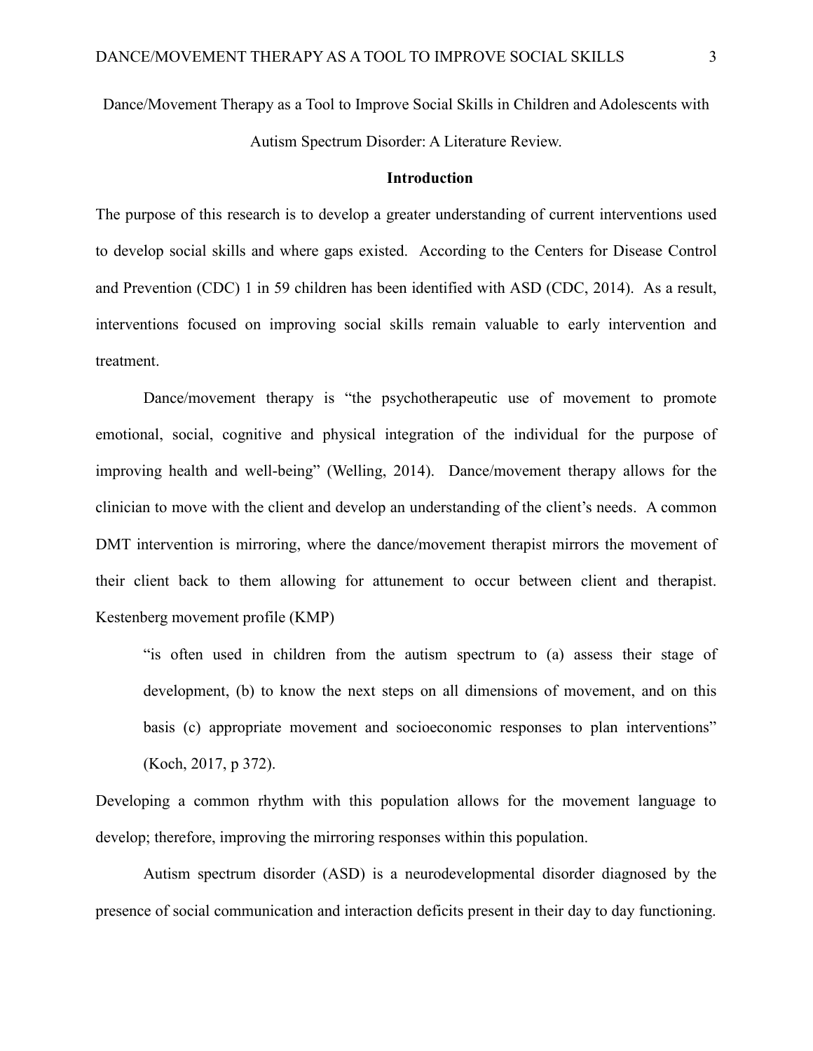Dance/Movement Therapy as a Tool to Improve Social Skills in Children and Adolescents with Autism Spectrum Disorder: A Literature Review.

## Introduction

The purpose of this research is to develop a greater understanding of current interventions used to develop social skills and where gaps existed. According to the Centers for Disease Control and Prevention (CDC) 1 in 59 children has been identified with ASD (CDC, 2014). As a result, interventions focused on improving social skills remain valuable to early intervention and treatment.

Dance/movement therapy is "the psychotherapeutic use of movement to promote emotional, social, cognitive and physical integration of the individual for the purpose of improving health and well-being" (Welling, 2014). Dance/movement therapy allows for the clinician to move with the client and develop an understanding of the client's needs. A common DMT intervention is mirroring, where the dance/movement therapist mirrors the movement of their client back to them allowing for attunement to occur between client and therapist. Kestenberg movement profile (KMP)

> "is often used in children from the autism spectrum to (a) assess their stage of development, (b) to know the next steps on all dimensions of movement, and on this basis (c) appropriate movement and socioeconomic responses to plan interventions" (Koch, 2017, p 372).

Developing a common rhythm with this population allows for the movement language to develop; therefore, improving the mirroring responses within this population.

Autism spectrum disorder (ASD) is a neurodevelopmental disorder diagnosed by the presence of social communication and interaction deficits present in their day to day functioning.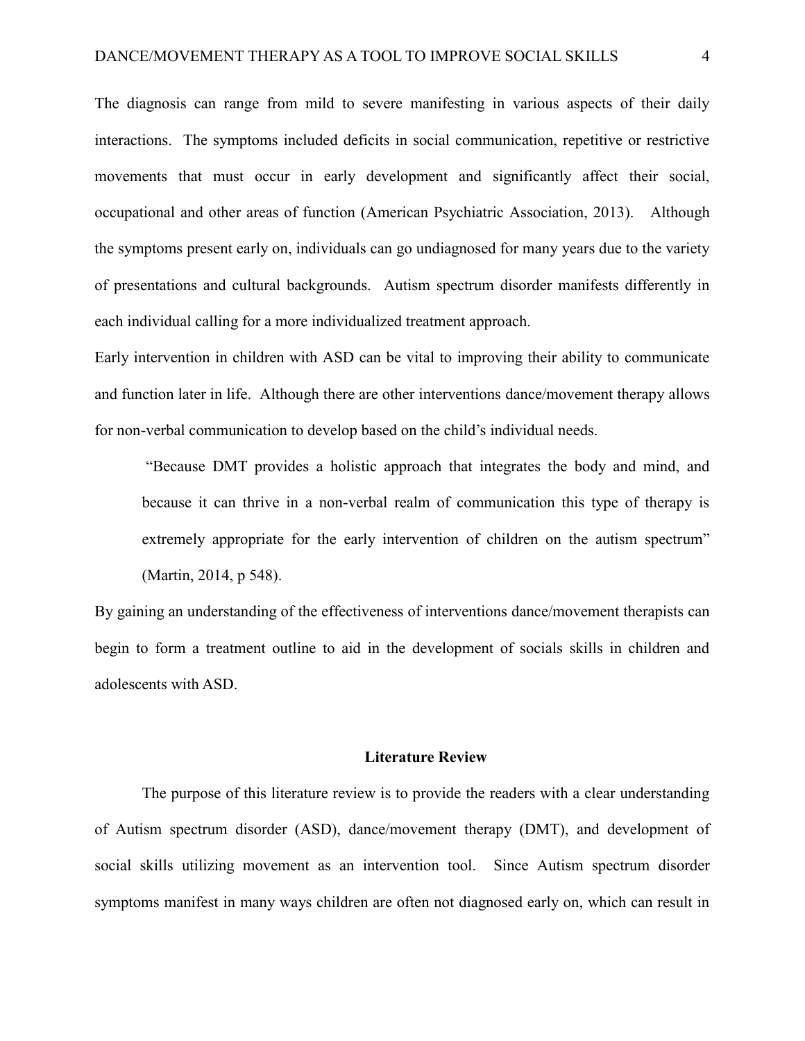The diagnosis can range from mild to severe manifesting in various aspects of their daily interactions. The symptoms included deficits in social communication, repetitive or restrictive movements that must occur in early development and significantly affect their social, occupational and other areas of function (American Psychiatric Association, 2013). Although the symptoms present early on, individuals can go undiagnosed for many years due to the variety of presentations and cultural backgrounds. Autism spectrum disorder manifests differently in each individual calling for a more individualized treatment approach.

Early intervention in children with ASD can be vital to improving their ability to communicate and function later in life. Although there are other interventions dance/movement therapy allows for non-verbal communication to develop based on the child's individual needs.

> "Because DMT provides a holistic approach that integrates the body and mind, and because it can thrive in a non-verbal realm of communication this type of therapy is extremely appropriate for the early intervention of children on the autism spectrum" (Martin, 2014, p 548).

By gaining an understanding of the effectiveness of interventions dance/movement therapists can begin to form a treatment outline to aid in the development of socials skills in children and adolescents with ASD.

## Literature Review

The purpose of this literature review is to provide the readers with a clear understanding of Autism spectrum disorder (ASD), dance/movement therapy (DMT), and development of social skills utilizing movement as an intervention tool. Since Autism spectrum disorder symptoms manifest in many ways children are often not diagnosed early on, which can result in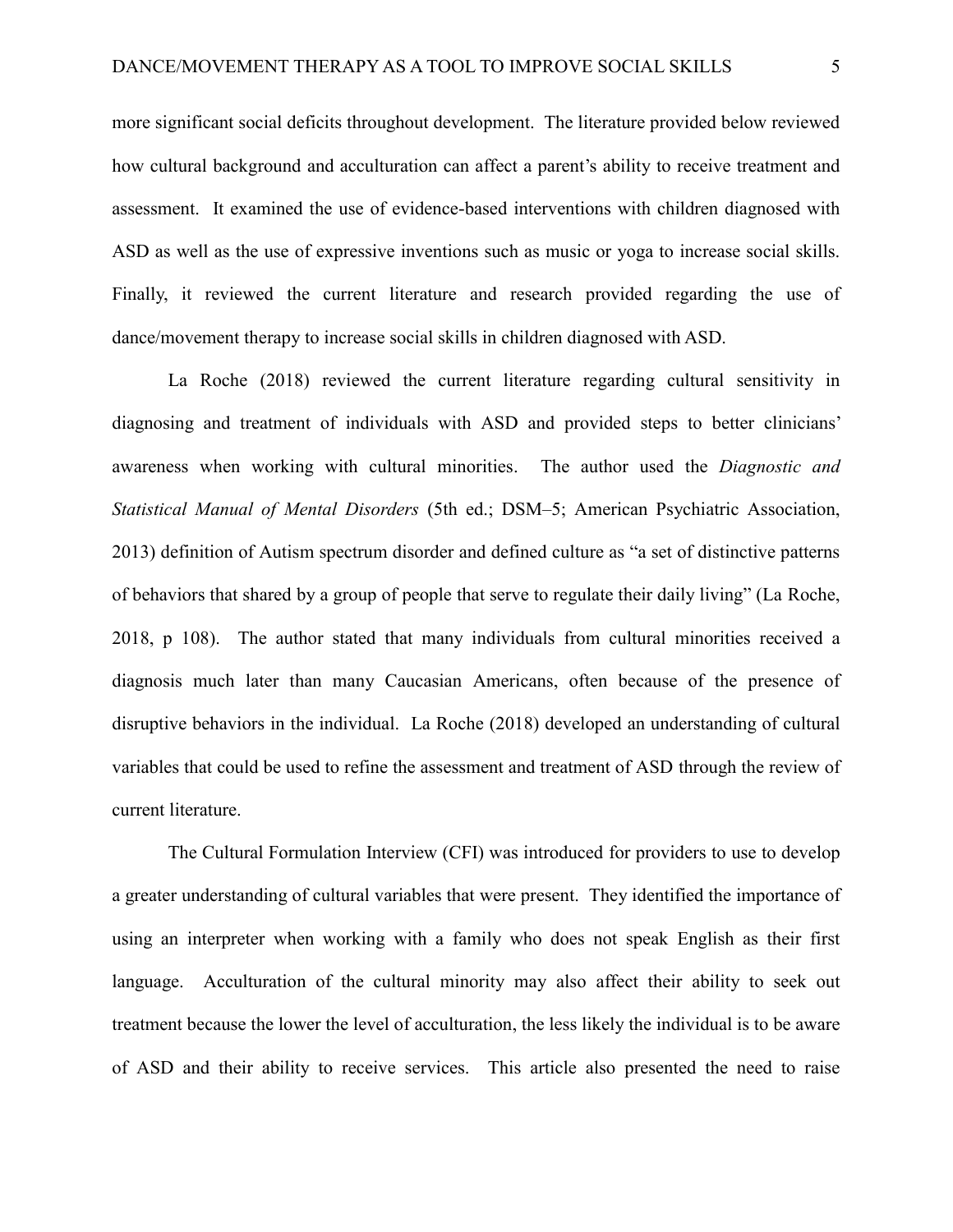more significant social deficits throughout development. The literature provided below reviewed how cultural background and acculturation can affect a parent's ability to receive treatment and assessment. It examined the use of evidence-based interventions with children diagnosed with ASD as well as the use of expressive inventions such as music or yoga to increase social skills. Finally, it reviewed the current literature and research provided regarding the use of dance/movement therapy to increase social skills in children diagnosed with ASD.

La Roche (2018) reviewed the current literature regarding cultural sensitivity in diagnosing and treatment of individuals with ASD and provided steps to better clinicians' awareness when working with cultural minorities. The author used the *Diagnostic and Statistical Manual of Mental Disorders* (5th ed.; DSM–5; American Psychiatric Association, 2013) definition of Autism spectrum disorder and defined culture as "a set of distinctive patterns of behaviors that shared by a group of people that serve to regulate their daily living" (La Roche, 2018, p 108). The author stated that many individuals from cultural minorities received a diagnosis much later than many Caucasian Americans, often because of the presence of disruptive behaviors in the individual. La Roche (2018) developed an understanding of cultural variables that could be used to refine the assessment and treatment of ASD through the review of current literature.

The Cultural Formulation Interview (CFI) was introduced for providers to use to develop a greater understanding of cultural variables that were present. They identified the importance of using an interpreter when working with a family who does not speak English as their first language. Acculturation of the cultural minority may also affect their ability to seek out treatment because the lower the level of acculturation, the less likely the individual is to be aware of ASD and their ability to receive services. This article also presented the need to raise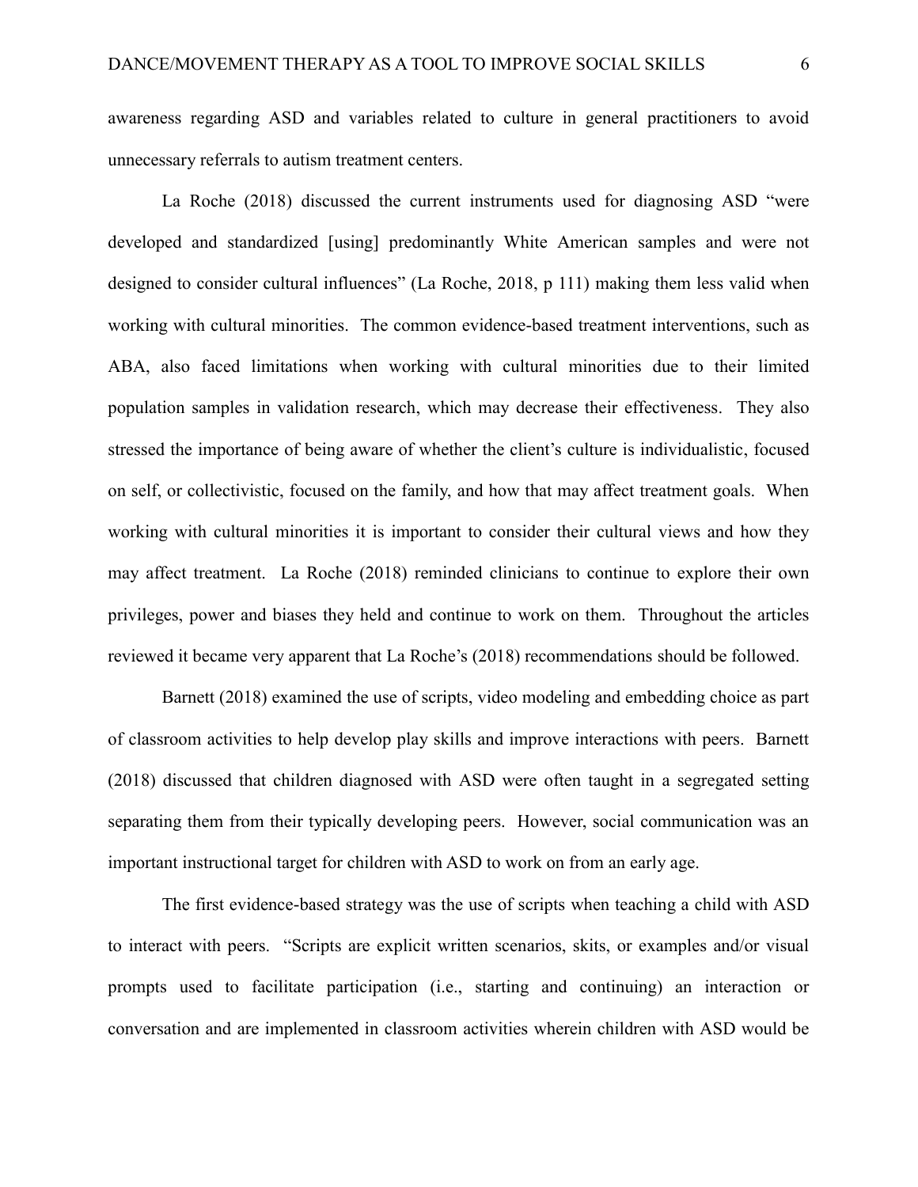awareness regarding ASD and variables related to culture in general practitioners to avoid unnecessary referrals to autism treatment centers.

La Roche (2018) discussed the current instruments used for diagnosing ASD "were developed and standardized [using] predominantly White American samples and were not designed to consider cultural influences" (La Roche, 2018, p 111) making them less valid when working with cultural minorities. The common evidence-based treatment interventions, such as ABA, also faced limitations when working with cultural minorities due to their limited population samples in validation research, which may decrease their effectiveness. They also stressed the importance of being aware of whether the client's culture is individualistic, focused on self, or collectivistic, focused on the family, and how that may affect treatment goals. When working with cultural minorities it is important to consider their cultural views and how they may affect treatment. La Roche (2018) reminded clinicians to continue to explore their own privileges, power and biases they held and continue to work on them. Throughout the articles reviewed it became very apparent that La Roche's (2018) recommendations should be followed.

Barnett (2018) examined the use of scripts, video modeling and embedding choice as part of classroom activities to help develop play skills and improve interactions with peers. Barnett (2018) discussed that children diagnosed with ASD were often taught in a segregated setting separating them from their typically developing peers. However, social communication was an important instructional target for children with ASD to work on from an early age.

The first evidence-based strategy was the use of scripts when teaching a child with ASD to interact with peers. "Scripts are explicit written scenarios, skits, or examples and/or visual prompts used to facilitate participation (i.e., starting and continuing) an interaction or conversation and are implemented in classroom activities wherein children with ASD would be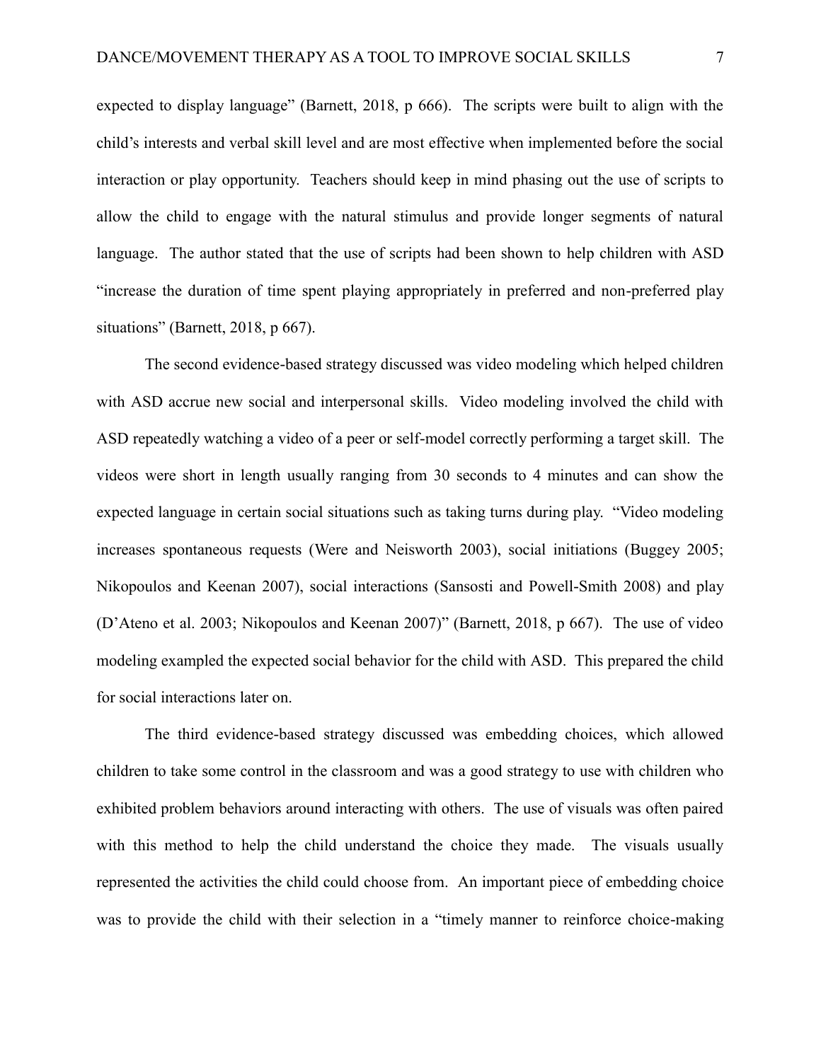expected to display language" (Barnett, 2018, p 666). The scripts were built to align with the child's interests and verbal skill level and are most effective when implemented before the social interaction or play opportunity. Teachers should keep in mind phasing out the use of scripts to allow the child to engage with the natural stimulus and provide longer segments of natural language. The author stated that the use of scripts had been shown to help children with ASD "increase the duration of time spent playing appropriately in preferred and non-preferred play situations" (Barnett, 2018, p 667).

The second evidence-based strategy discussed was video modeling which helped children with ASD accrue new social and interpersonal skills. Video modeling involved the child with ASD repeatedly watching a video of a peer or self-model correctly performing a target skill. The videos were short in length usually ranging from 30 seconds to 4 minutes and can show the expected language in certain social situations such as taking turns during play. "Video modeling increases spontaneous requests (Were and Neisworth 2003), social initiations (Buggey 2005; Nikopoulos and Keenan 2007), social interactions (Sansosti and Powell-Smith 2008) and play (D'Ateno et al. 2003; Nikopoulos and Keenan 2007)" (Barnett, 2018, p 667). The use of video modeling exampled the expected social behavior for the child with ASD. This prepared the child for social interactions later on.

The third evidence-based strategy discussed was embedding choices, which allowed children to take some control in the classroom and was a good strategy to use with children who exhibited problem behaviors around interacting with others. The use of visuals was often paired with this method to help the child understand the choice they made. The visuals usually represented the activities the child could choose from. An important piece of embedding choice was to provide the child with their selection in a "timely manner to reinforce choice-making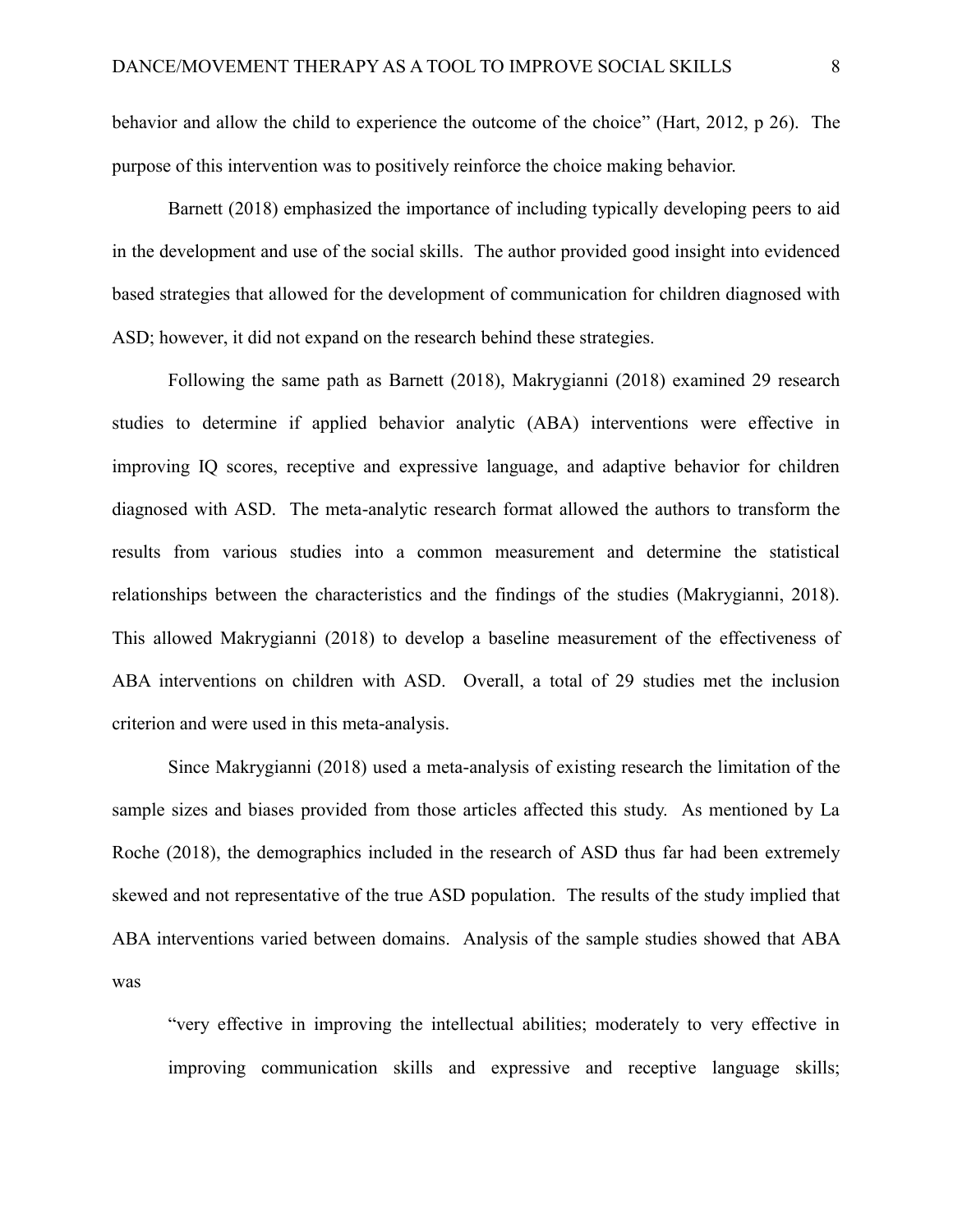behavior and allow the child to experience the outcome of the choice" (Hart, 2012, p 26). The purpose of this intervention was to positively reinforce the choice making behavior.

Barnett (2018) emphasized the importance of including typically developing peers to aid in the development and use of the social skills. The author provided good insight into evidenced based strategies that allowed for the development of communication for children diagnosed with ASD; however, it did not expand on the research behind these strategies.

Following the same path as Barnett (2018), Makrygianni (2018) examined 29 research studies to determine if applied behavior analytic (ABA) interventions were effective in improving IQ scores, receptive and expressive language, and adaptive behavior for children diagnosed with ASD. The meta-analytic research format allowed the authors to transform the results from various studies into a common measurement and determine the statistical relationships between the characteristics and the findings of the studies (Makrygianni, 2018). This allowed Makrygianni (2018) to develop a baseline measurement of the effectiveness of ABA interventions on children with ASD. Overall, a total of 29 studies met the inclusion criterion and were used in this meta-analysis.

Since Makrygianni (2018) used a meta-analysis of existing research the limitation of the sample sizes and biases provided from those articles affected this study. As mentioned by La Roche (2018), the demographics included in the research of ASD thus far had been extremely skewed and not representative of the true ASD population. The results of the study implied that ABA interventions varied between domains. Analysis of the sample studies showed that ABA was

> "very effective in improving the intellectual abilities; moderately to very effective in improving communication skills and expressive and receptive language skills;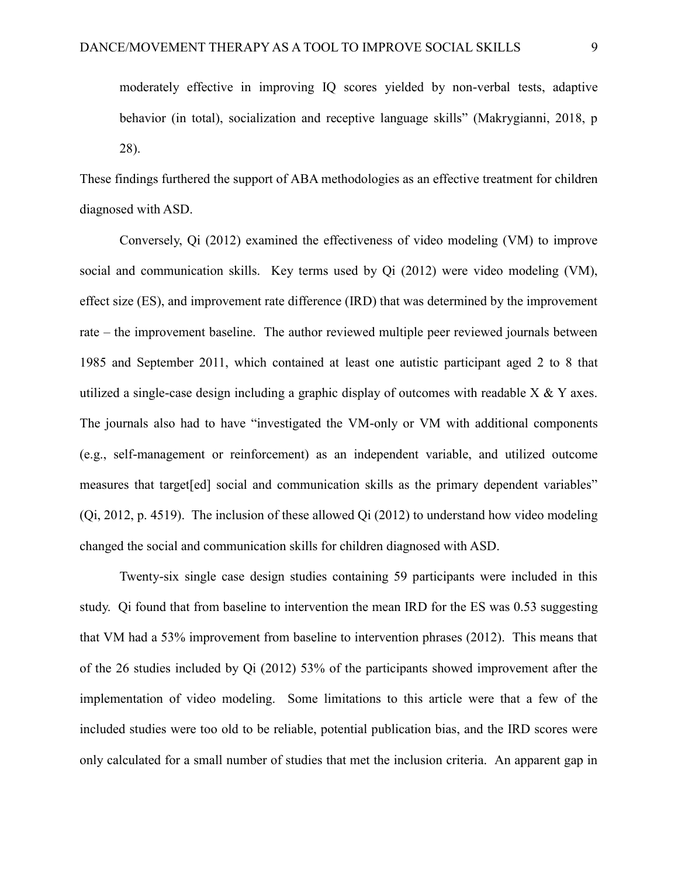> moderately effective in improving IQ scores yielded by non-verbal tests, adaptive behavior (in total), socialization and receptive language skills" (Makrygianni, 2018, p 28).

These findings furthered the support of ABA methodologies as an effective treatment for children diagnosed with ASD.

Conversely, Qi (2012) examined the effectiveness of video modeling (VM) to improve social and communication skills. Key terms used by Qi (2012) were video modeling (VM), effect size (ES), and improvement rate difference (IRD) that was determined by the improvement rate – the improvement baseline. The author reviewed multiple peer reviewed journals between 1985 and September 2011, which contained at least one autistic participant aged 2 to 8 that utilized a single-case design including a graphic display of outcomes with readable X & Y axes. The journals also had to have "investigated the VM-only or VM with additional components (e.g., self-management or reinforcement) as an independent variable, and utilized outcome measures that target[ed] social and communication skills as the primary dependent variables" (Qi, 2012, p. 4519). The inclusion of these allowed Qi (2012) to understand how video modeling changed the social and communication skills for children diagnosed with ASD.

Twenty-six single case design studies containing 59 participants were included in this study. Qi found that from baseline to intervention the mean IRD for the ES was 0.53 suggesting that VM had a 53% improvement from baseline to intervention phrases (2012). This means that of the 26 studies included by Qi (2012) 53% of the participants showed improvement after the implementation of video modeling. Some limitations to this article were that a few of the included studies were too old to be reliable, potential publication bias, and the IRD scores were only calculated for a small number of studies that met the inclusion criteria. An apparent gap in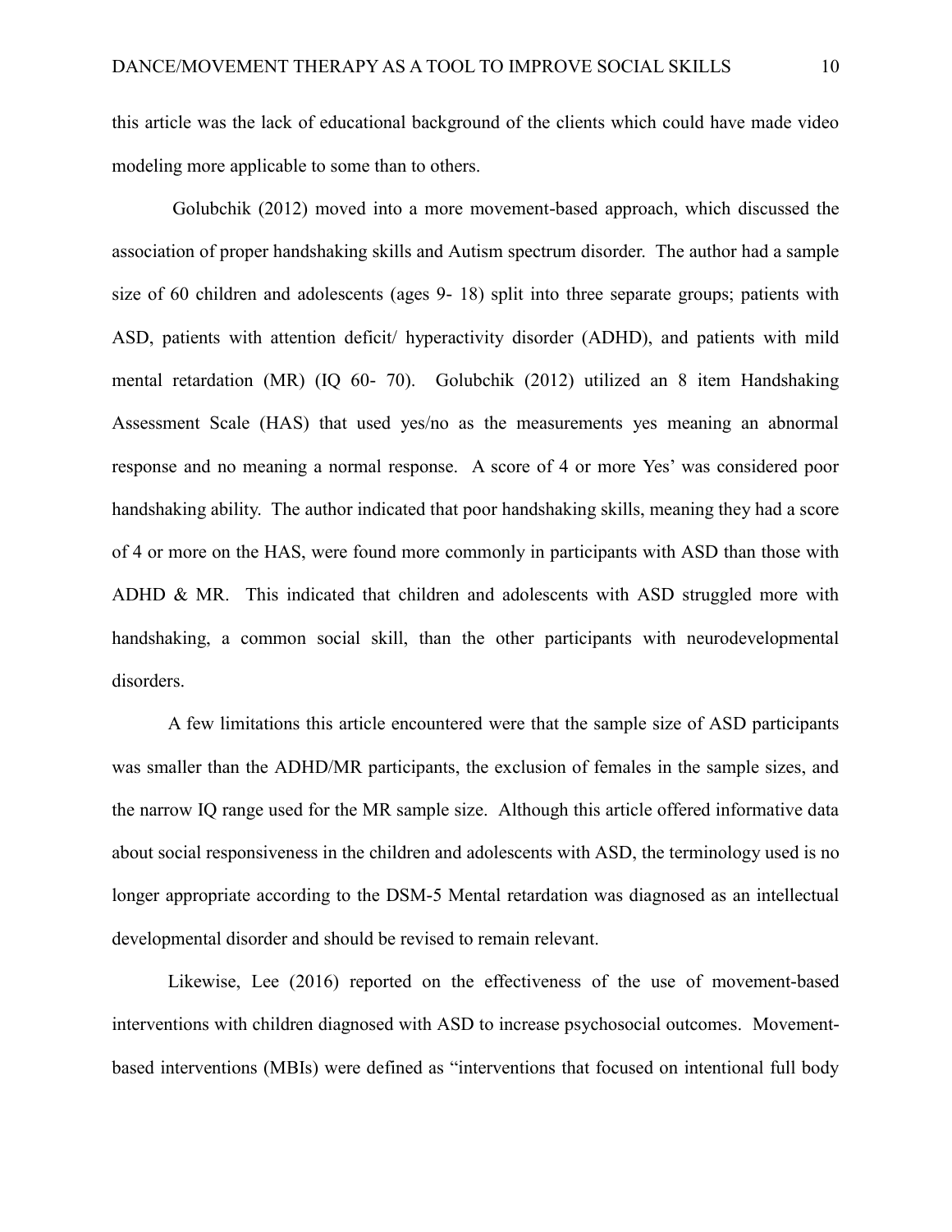this article was the lack of educational background of the clients which could have made video modeling more applicable to some than to others.

Golubchik (2012) moved into a more movement-based approach, which discussed the association of proper handshaking skills and Autism spectrum disorder. The author had a sample size of 60 children and adolescents (ages 9- 18) split into three separate groups; patients with ASD, patients with attention deficit/ hyperactivity disorder (ADHD), and patients with mild mental retardation (MR) (IQ 60- 70). Golubchik (2012) utilized an 8 item Handshaking Assessment Scale (HAS) that used yes/no as the measurements yes meaning an abnormal response and no meaning a normal response. A score of 4 or more Yes' was considered poor handshaking ability. The author indicated that poor handshaking skills, meaning they had a score of 4 or more on the HAS, were found more commonly in participants with ASD than those with ADHD & MR. This indicated that children and adolescents with ASD struggled more with handshaking, a common social skill, than the other participants with neurodevelopmental disorders.

A few limitations this article encountered were that the sample size of ASD participants was smaller than the ADHD/MR participants, the exclusion of females in the sample sizes, and the narrow IQ range used for the MR sample size. Although this article offered informative data about social responsiveness in the children and adolescents with ASD, the terminology used is no longer appropriate according to the DSM-5 Mental retardation was diagnosed as an intellectual developmental disorder and should be revised to remain relevant.

Likewise, Lee (2016) reported on the effectiveness of the use of movement-based interventions with children diagnosed with ASD to increase psychosocial outcomes. Movement-based interventions (MBIs) were defined as "interventions that focused on intentional full body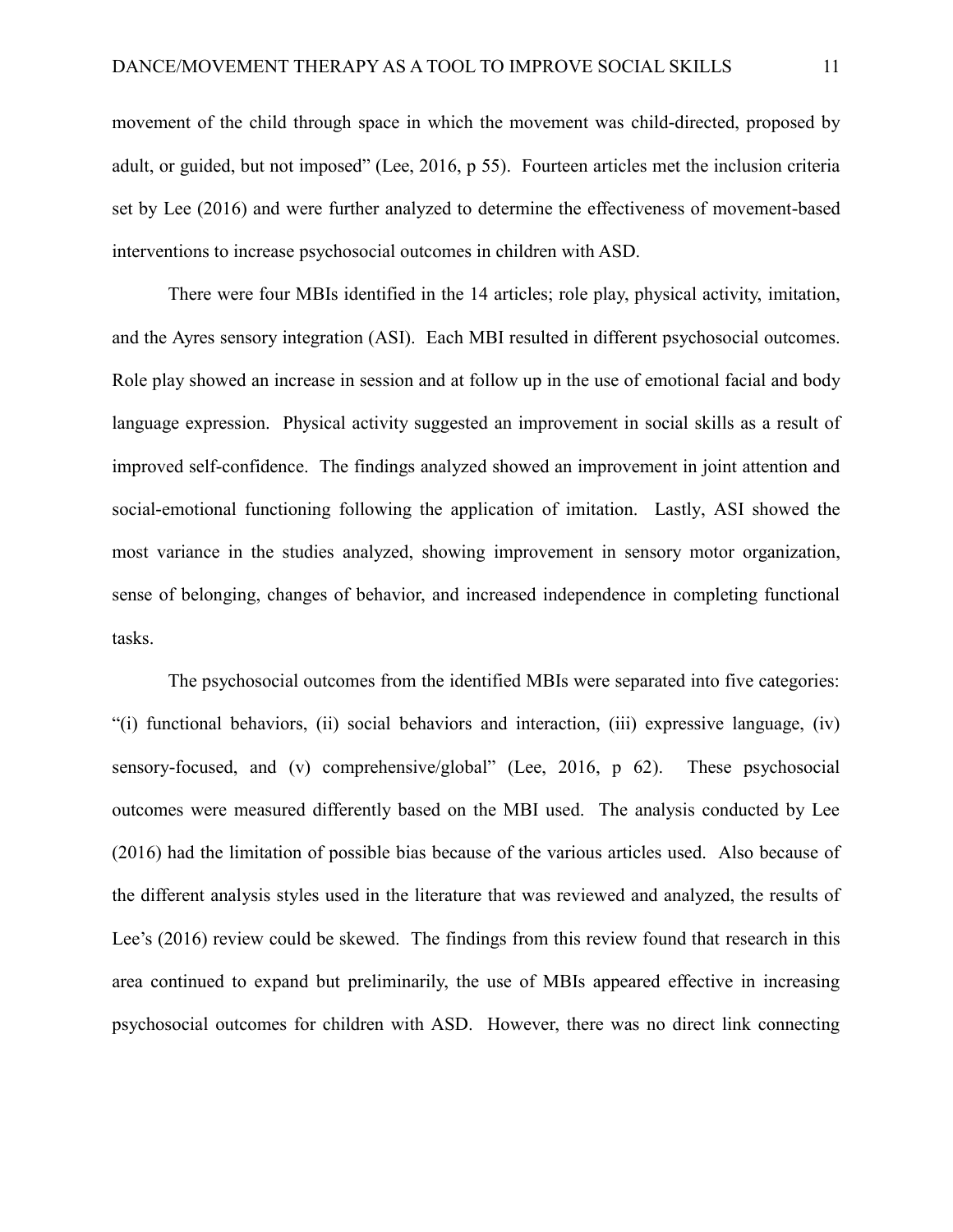movement of the child through space in which the movement was child-directed, proposed by adult, or guided, but not imposed" (Lee, 2016, p 55). Fourteen articles met the inclusion criteria set by Lee (2016) and were further analyzed to determine the effectiveness of movement-based interventions to increase psychosocial outcomes in children with ASD.

There were four MBIs identified in the 14 articles; role play, physical activity, imitation, and the Ayres sensory integration (ASI). Each MBI resulted in different psychosocial outcomes. Role play showed an increase in session and at follow up in the use of emotional facial and body language expression. Physical activity suggested an improvement in social skills as a result of improved self-confidence. The findings analyzed showed an improvement in joint attention and social-emotional functioning following the application of imitation. Lastly, ASI showed the most variance in the studies analyzed, showing improvement in sensory motor organization, sense of belonging, changes of behavior, and increased independence in completing functional tasks.

The psychosocial outcomes from the identified MBIs were separated into five categories: "(i) functional behaviors, (ii) social behaviors and interaction, (iii) expressive language, (iv) sensory-focused, and (v) comprehensive/global" (Lee, 2016, p 62). These psychosocial outcomes were measured differently based on the MBI used. The analysis conducted by Lee (2016) had the limitation of possible bias because of the various articles used. Also because of the different analysis styles used in the literature that was reviewed and analyzed, the results of Lee's (2016) review could be skewed. The findings from this review found that research in this area continued to expand but preliminarily, the use of MBIs appeared effective in increasing psychosocial outcomes for children with ASD. However, there was no direct link connecting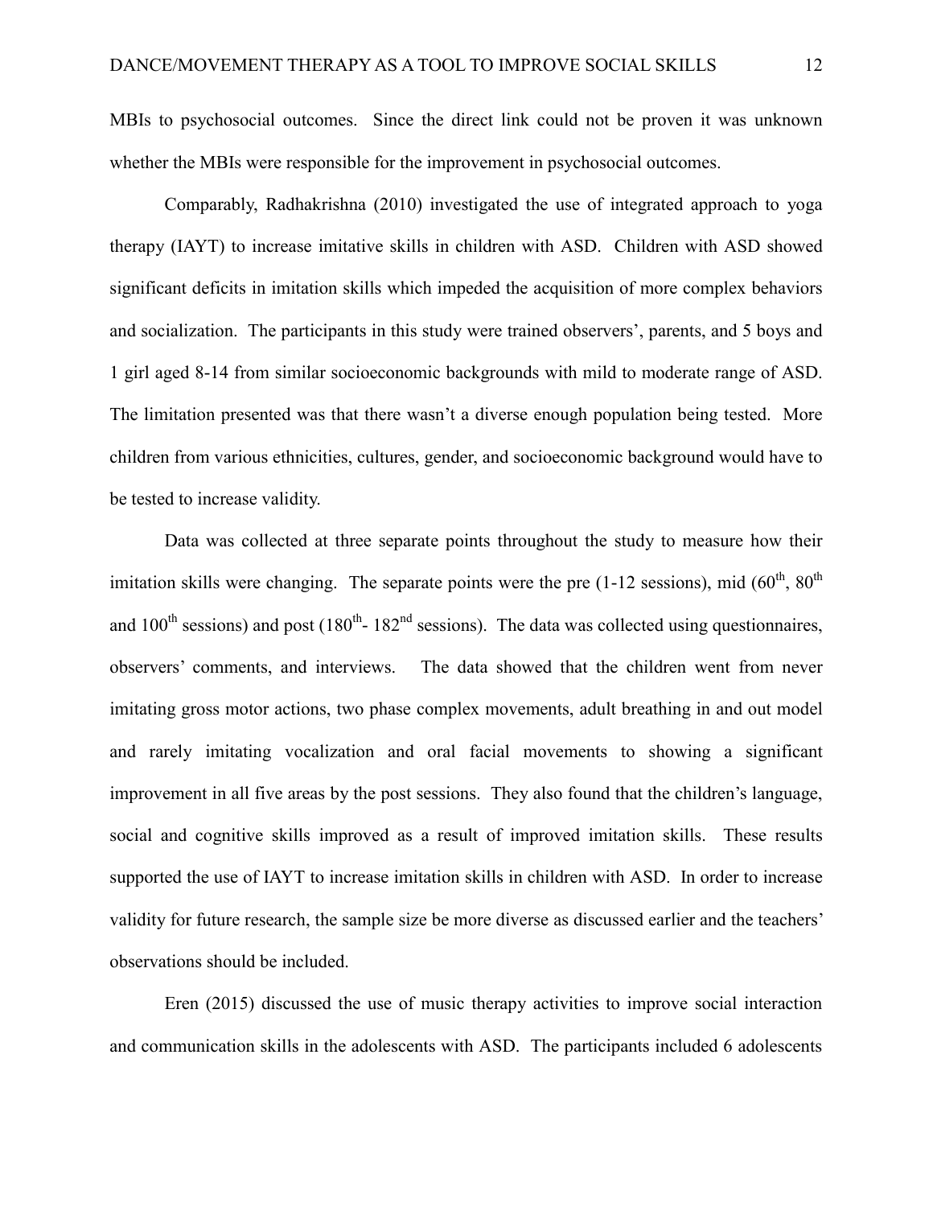MBIs to psychosocial outcomes. Since the direct link could not be proven it was unknown whether the MBIs were responsible for the improvement in psychosocial outcomes.

Comparably, Radhakrishna (2010) investigated the use of integrated approach to yoga therapy (IAYT) to increase imitative skills in children with ASD. Children with ASD showed significant deficits in imitation skills which impeded the acquisition of more complex behaviors and socialization. The participants in this study were trained observers', parents, and 5 boys and 1 girl aged 8-14 from similar socioeconomic backgrounds with mild to moderate range of ASD. The limitation presented was that there wasn't a diverse enough population being tested. More children from various ethnicities, cultures, gender, and socioeconomic background would have to be tested to increase validity.

Data was collected at three separate points throughout the study to measure how their imitation skills were changing. The separate points were the pre (1-12 sessions), mid (60th, 80th and 100th sessions) and post (180th- 182nd sessions). The data was collected using questionnaires, observers' comments, and interviews. The data showed that the children went from never imitating gross motor actions, two phase complex movements, adult breathing in and out model and rarely imitating vocalization and oral facial movements to showing a significant improvement in all five areas by the post sessions. They also found that the children's language, social and cognitive skills improved as a result of improved imitation skills. These results supported the use of IAYT to increase imitation skills in children with ASD. In order to increase validity for future research, the sample size be more diverse as discussed earlier and the teachers' observations should be included.

Eren (2015) discussed the use of music therapy activities to improve social interaction and communication skills in the adolescents with ASD. The participants included 6 adolescents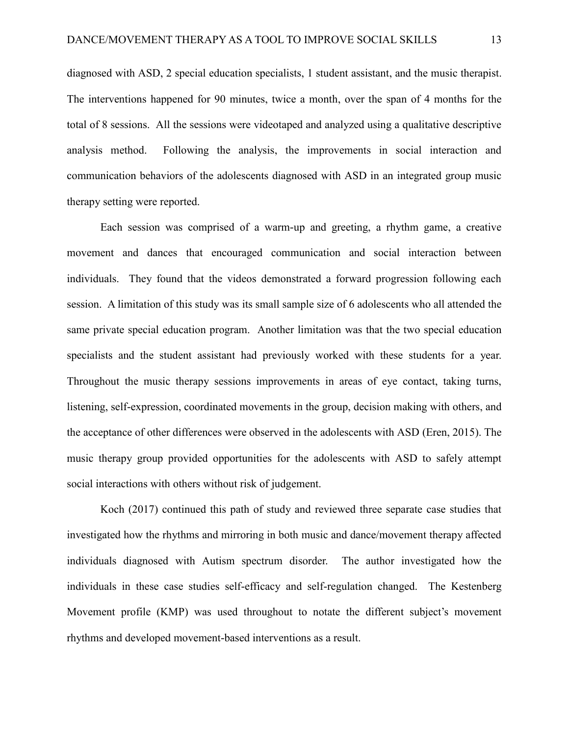diagnosed with ASD, 2 special education specialists, 1 student assistant, and the music therapist. The interventions happened for 90 minutes, twice a month, over the span of 4 months for the total of 8 sessions. All the sessions were videotaped and analyzed using a qualitative descriptive analysis method. Following the analysis, the improvements in social interaction and communication behaviors of the adolescents diagnosed with ASD in an integrated group music therapy setting were reported.

Each session was comprised of a warm-up and greeting, a rhythm game, a creative movement and dances that encouraged communication and social interaction between individuals. They found that the videos demonstrated a forward progression following each session. A limitation of this study was its small sample size of 6 adolescents who all attended the same private special education program. Another limitation was that the two special education specialists and the student assistant had previously worked with these students for a year. Throughout the music therapy sessions improvements in areas of eye contact, taking turns, listening, self-expression, coordinated movements in the group, decision making with others, and the acceptance of other differences were observed in the adolescents with ASD (Eren, 2015). The music therapy group provided opportunities for the adolescents with ASD to safely attempt social interactions with others without risk of judgement.

Koch (2017) continued this path of study and reviewed three separate case studies that investigated how the rhythms and mirroring in both music and dance/movement therapy affected individuals diagnosed with Autism spectrum disorder. The author investigated how the individuals in these case studies self-efficacy and self-regulation changed. The Kestenberg Movement profile (KMP) was used throughout to notate the different subject's movement rhythms and developed movement-based interventions as a result.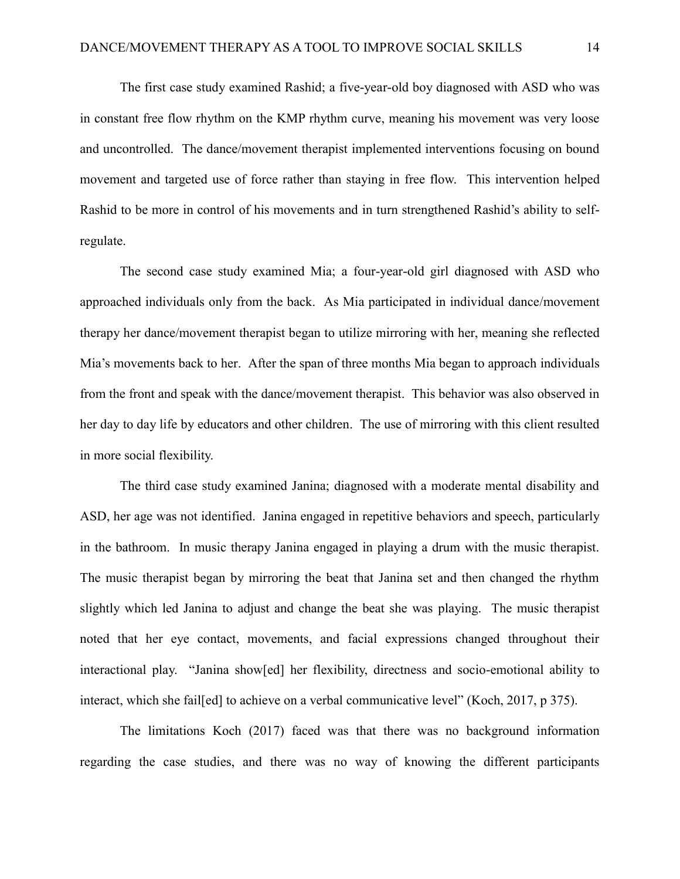The first case study examined Rashid; a five-year-old boy diagnosed with ASD who was in constant free flow rhythm on the KMP rhythm curve, meaning his movement was very loose and uncontrolled. The dance/movement therapist implemented interventions focusing on bound movement and targeted use of force rather than staying in free flow. This intervention helped Rashid to be more in control of his movements and in turn strengthened Rashid's ability to self-regulate.

The second case study examined Mia; a four-year-old girl diagnosed with ASD who approached individuals only from the back. As Mia participated in individual dance/movement therapy her dance/movement therapist began to utilize mirroring with her, meaning she reflected Mia's movements back to her. After the span of three months Mia began to approach individuals from the front and speak with the dance/movement therapist. This behavior was also observed in her day to day life by educators and other children. The use of mirroring with this client resulted in more social flexibility.

The third case study examined Janina; diagnosed with a moderate mental disability and ASD, her age was not identified. Janina engaged in repetitive behaviors and speech, particularly in the bathroom. In music therapy Janina engaged in playing a drum with the music therapist. The music therapist began by mirroring the beat that Janina set and then changed the rhythm slightly which led Janina to adjust and change the beat she was playing. The music therapist noted that her eye contact, movements, and facial expressions changed throughout their interactional play. "Janina show[ed] her flexibility, directness and socio-emotional ability to interact, which she fail[ed] to achieve on a verbal communicative level" (Koch, 2017, p 375).

The limitations Koch (2017) faced was that there was no background information regarding the case studies, and there was no way of knowing the different participants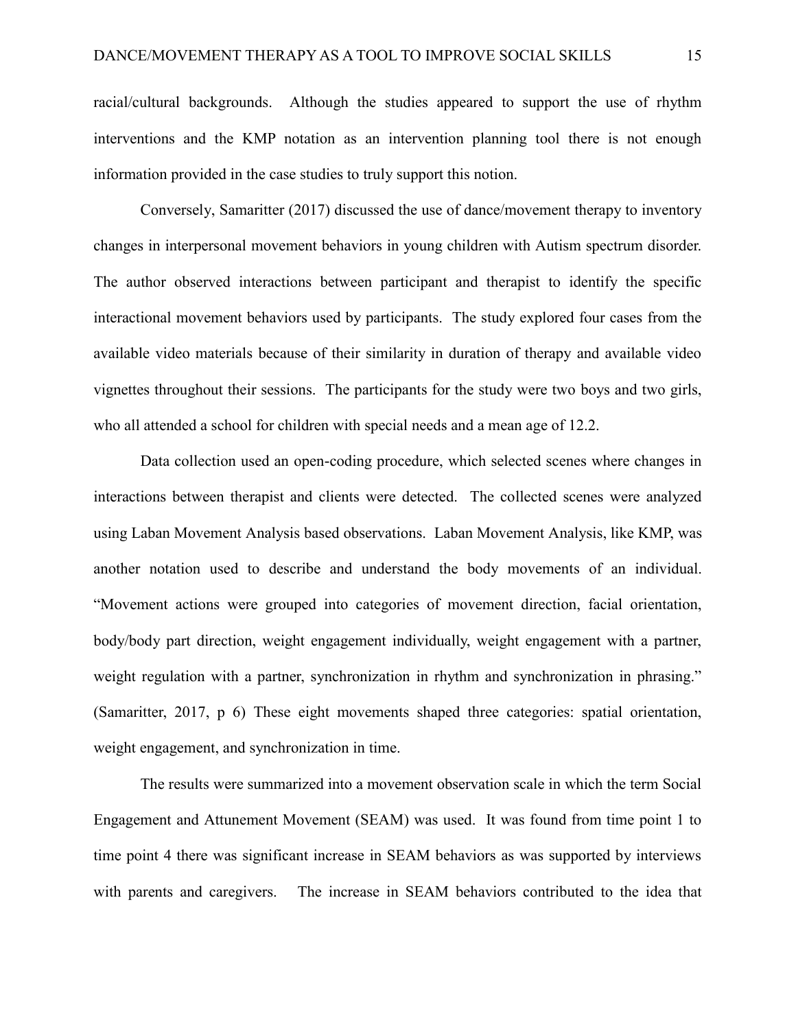racial/cultural backgrounds. Although the studies appeared to support the use of rhythm interventions and the KMP notation as an intervention planning tool there is not enough information provided in the case studies to truly support this notion.

Conversely, Samaritter (2017) discussed the use of dance/movement therapy to inventory changes in interpersonal movement behaviors in young children with Autism spectrum disorder. The author observed interactions between participant and therapist to identify the specific interactional movement behaviors used by participants. The study explored four cases from the available video materials because of their similarity in duration of therapy and available video vignettes throughout their sessions. The participants for the study were two boys and two girls, who all attended a school for children with special needs and a mean age of 12.2.

Data collection used an open-coding procedure, which selected scenes where changes in interactions between therapist and clients were detected. The collected scenes were analyzed using Laban Movement Analysis based observations. Laban Movement Analysis, like KMP, was another notation used to describe and understand the body movements of an individual. "Movement actions were grouped into categories of movement direction, facial orientation, body/body part direction, weight engagement individually, weight engagement with a partner, weight regulation with a partner, synchronization in rhythm and synchronization in phrasing." (Samaritter, 2017, p 6) These eight movements shaped three categories: spatial orientation, weight engagement, and synchronization in time.

The results were summarized into a movement observation scale in which the term Social Engagement and Attunement Movement (SEAM) was used. It was found from time point 1 to time point 4 there was significant increase in SEAM behaviors as was supported by interviews with parents and caregivers. The increase in SEAM behaviors contributed to the idea that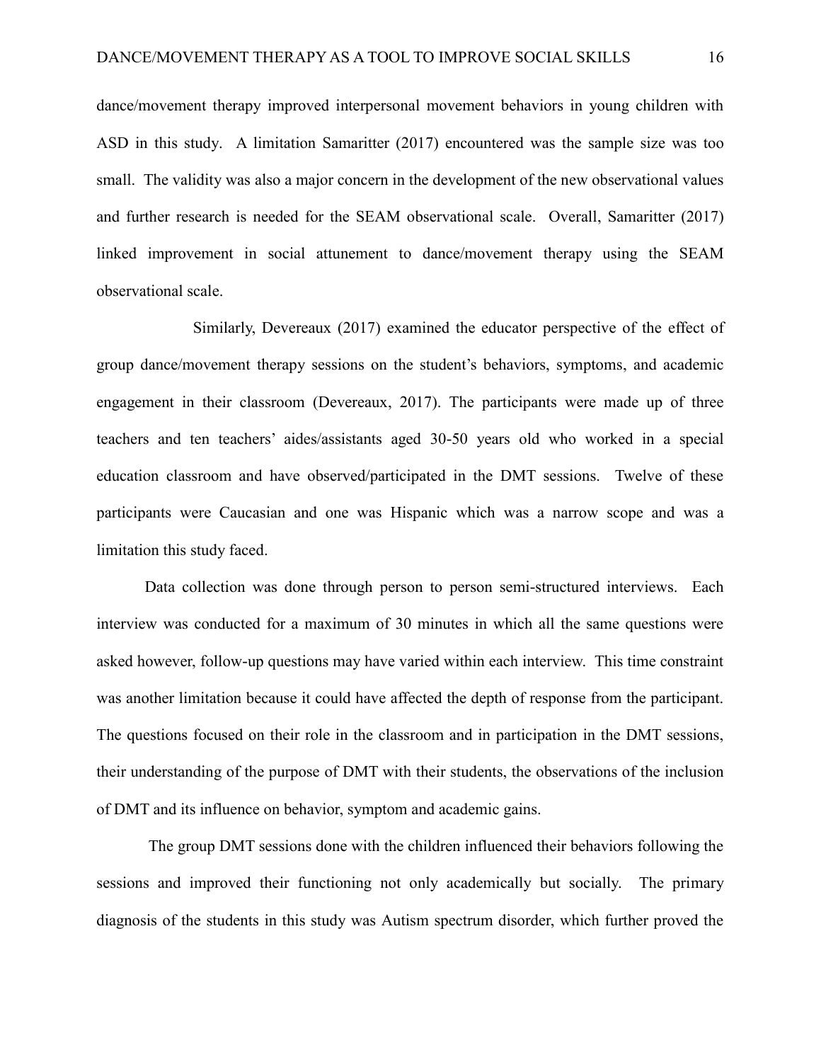dance/movement therapy improved interpersonal movement behaviors in young children with ASD in this study. A limitation Samaritter (2017) encountered was the sample size was too small. The validity was also a major concern in the development of the new observational values and further research is needed for the SEAM observational scale. Overall, Samaritter (2017) linked improvement in social attunement to dance/movement therapy using the SEAM observational scale.

Similarly, Devereaux (2017) examined the educator perspective of the effect of group dance/movement therapy sessions on the student's behaviors, symptoms, and academic engagement in their classroom (Devereaux, 2017). The participants were made up of three teachers and ten teachers' aides/assistants aged 30-50 years old who worked in a special education classroom and have observed/participated in the DMT sessions. Twelve of these participants were Caucasian and one was Hispanic which was a narrow scope and was a limitation this study faced.

Data collection was done through person to person semi-structured interviews. Each interview was conducted for a maximum of 30 minutes in which all the same questions were asked however, follow-up questions may have varied within each interview. This time constraint was another limitation because it could have affected the depth of response from the participant. The questions focused on their role in the classroom and in participation in the DMT sessions, their understanding of the purpose of DMT with their students, the observations of the inclusion of DMT and its influence on behavior, symptom and academic gains.

The group DMT sessions done with the children influenced their behaviors following the sessions and improved their functioning not only academically but socially. The primary diagnosis of the students in this study was Autism spectrum disorder, which further proved the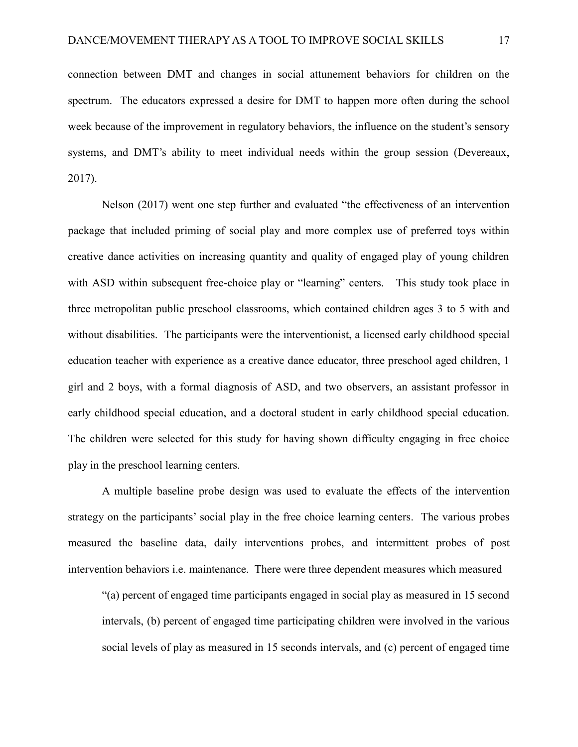connection between DMT and changes in social attunement behaviors for children on the spectrum. The educators expressed a desire for DMT to happen more often during the school week because of the improvement in regulatory behaviors, the influence on the student's sensory systems, and DMT's ability to meet individual needs within the group session (Devereaux, 2017).

Nelson (2017) went one step further and evaluated "the effectiveness of an intervention package that included priming of social play and more complex use of preferred toys within creative dance activities on increasing quantity and quality of engaged play of young children with ASD within subsequent free-choice play or "learning" centers. This study took place in three metropolitan public preschool classrooms, which contained children ages 3 to 5 with and without disabilities. The participants were the interventionist, a licensed early childhood special education teacher with experience as a creative dance educator, three preschool aged children, 1 girl and 2 boys, with a formal diagnosis of ASD, and two observers, an assistant professor in early childhood special education, and a doctoral student in early childhood special education. The children were selected for this study for having shown difficulty engaging in free choice play in the preschool learning centers.

A multiple baseline probe design was used to evaluate the effects of the intervention strategy on the participants' social play in the free choice learning centers. The various probes measured the baseline data, daily interventions probes, and intermittent probes of post intervention behaviors i.e. maintenance. There were three dependent measures which measured

> "(a) percent of engaged time participants engaged in social play as measured in 15 second intervals, (b) percent of engaged time participating children were involved in the various social levels of play as measured in 15 seconds intervals, and (c) percent of engaged time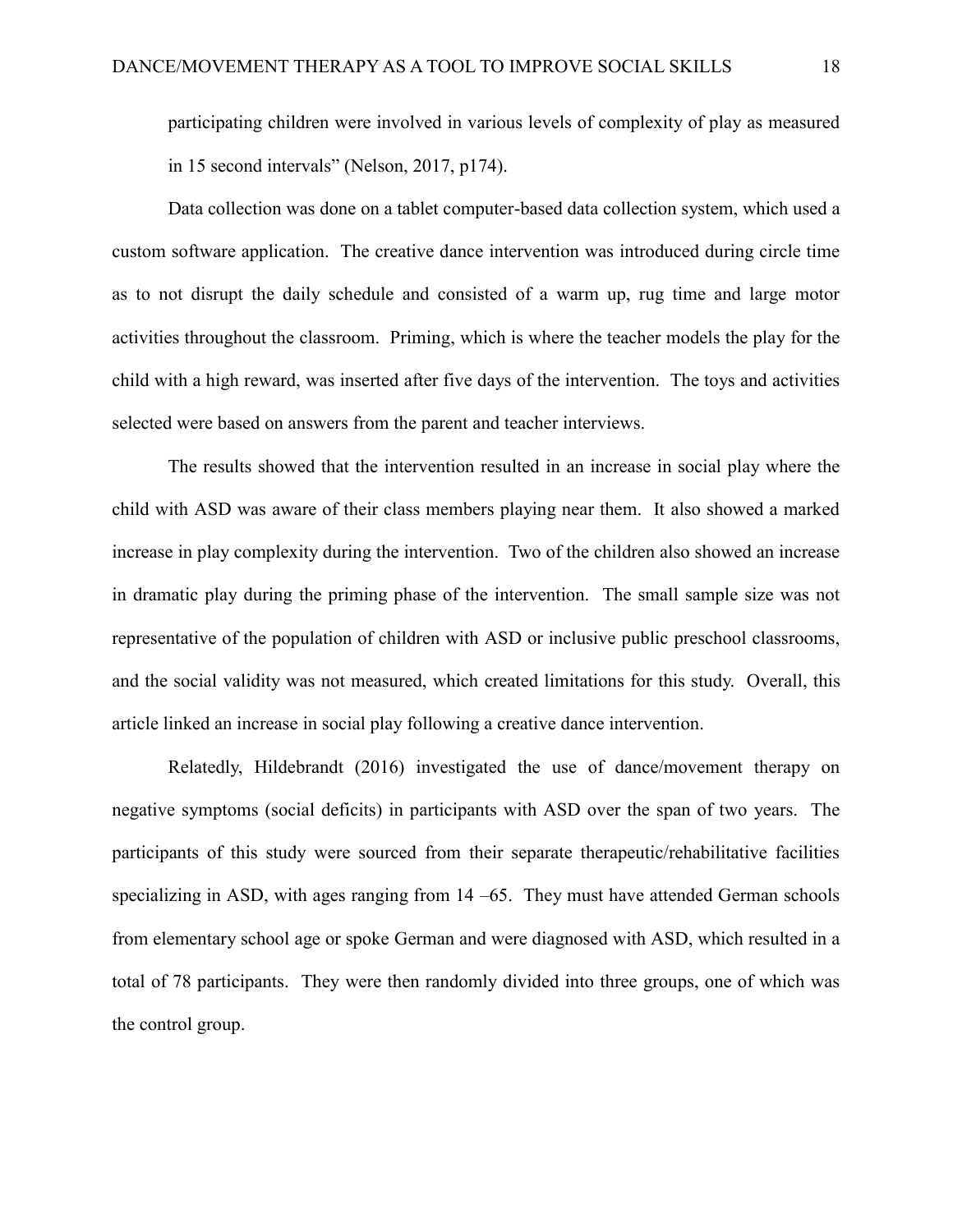participating children were involved in various levels of complexity of play as measured in 15 second intervals" (Nelson, 2017, p174).

Data collection was done on a tablet computer-based data collection system, which used a custom software application. The creative dance intervention was introduced during circle time as to not disrupt the daily schedule and consisted of a warm up, rug time and large motor activities throughout the classroom. Priming, which is where the teacher models the play for the child with a high reward, was inserted after five days of the intervention. The toys and activities selected were based on answers from the parent and teacher interviews.

The results showed that the intervention resulted in an increase in social play where the child with ASD was aware of their class members playing near them. It also showed a marked increase in play complexity during the intervention. Two of the children also showed an increase in dramatic play during the priming phase of the intervention. The small sample size was not representative of the population of children with ASD or inclusive public preschool classrooms, and the social validity was not measured, which created limitations for this study. Overall, this article linked an increase in social play following a creative dance intervention.

Relatedly, Hildebrandt (2016) investigated the use of dance/movement therapy on negative symptoms (social deficits) in participants with ASD over the span of two years. The participants of this study were sourced from their separate therapeutic/rehabilitative facilities specializing in ASD, with ages ranging from 14 –65. They must have attended German schools from elementary school age or spoke German and were diagnosed with ASD, which resulted in a total of 78 participants. They were then randomly divided into three groups, one of which was the control group.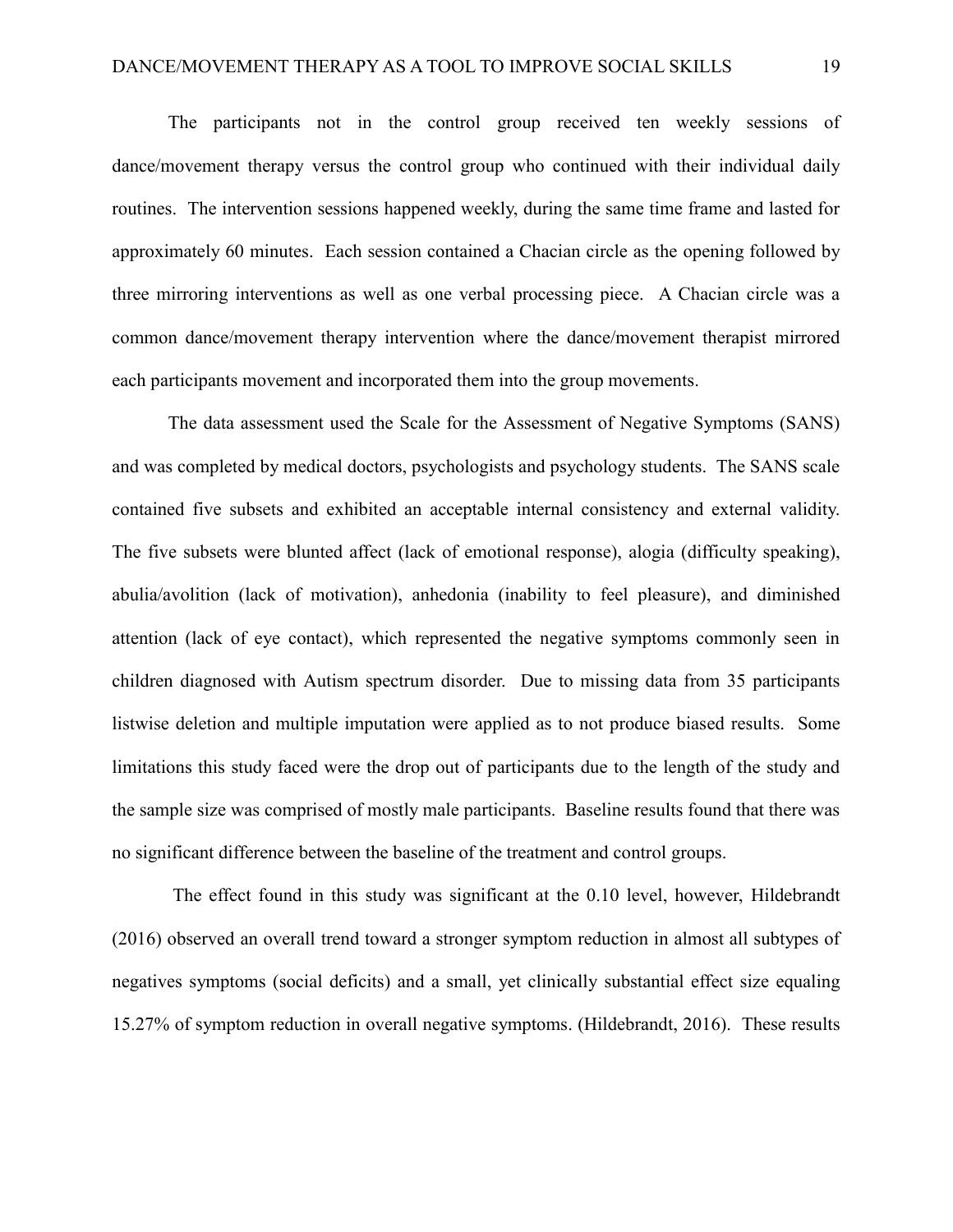The participants not in the control group received ten weekly sessions of dance/movement therapy versus the control group who continued with their individual daily routines. The intervention sessions happened weekly, during the same time frame and lasted for approximately 60 minutes. Each session contained a Chacian circle as the opening followed by three mirroring interventions as well as one verbal processing piece. A Chacian circle was a common dance/movement therapy intervention where the dance/movement therapist mirrored each participants movement and incorporated them into the group movements.

The data assessment used the Scale for the Assessment of Negative Symptoms (SANS) and was completed by medical doctors, psychologists and psychology students. The SANS scale contained five subsets and exhibited an acceptable internal consistency and external validity. The five subsets were blunted affect (lack of emotional response), alogia (difficulty speaking), abulia/avolition (lack of motivation), anhedonia (inability to feel pleasure), and diminished attention (lack of eye contact), which represented the negative symptoms commonly seen in children diagnosed with Autism spectrum disorder. Due to missing data from 35 participants listwise deletion and multiple imputation were applied as to not produce biased results. Some limitations this study faced were the drop out of participants due to the length of the study and the sample size was comprised of mostly male participants. Baseline results found that there was no significant difference between the baseline of the treatment and control groups.

The effect found in this study was significant at the 0.10 level, however, Hildebrandt (2016) observed an overall trend toward a stronger symptom reduction in almost all subtypes of negatives symptoms (social deficits) and a small, yet clinically substantial effect size equaling 15.27% of symptom reduction in overall negative symptoms. (Hildebrandt, 2016). These results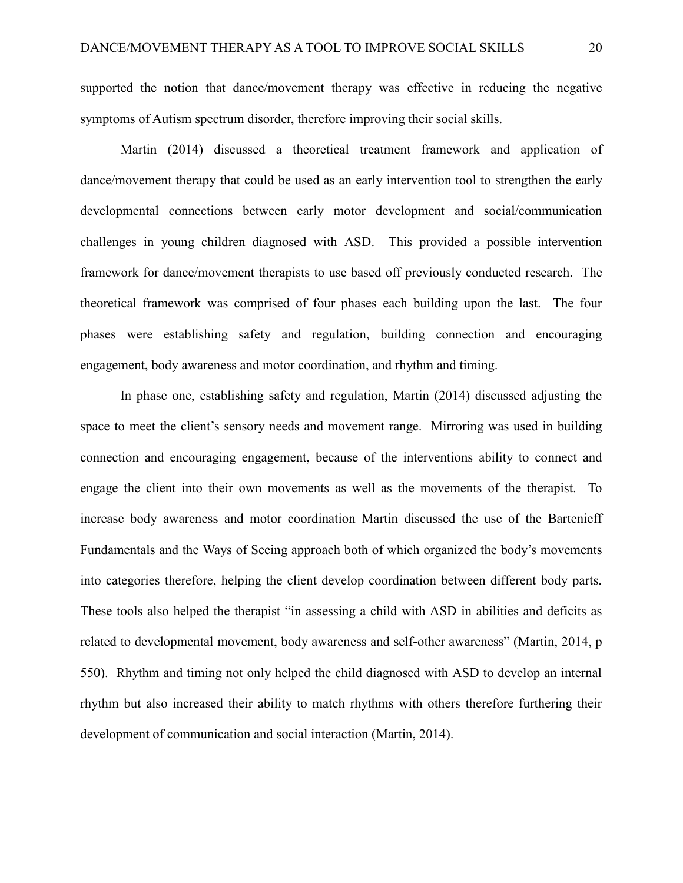supported the notion that dance/movement therapy was effective in reducing the negative symptoms of Autism spectrum disorder, therefore improving their social skills.

Martin (2014) discussed a theoretical treatment framework and application of dance/movement therapy that could be used as an early intervention tool to strengthen the early developmental connections between early motor development and social/communication challenges in young children diagnosed with ASD. This provided a possible intervention framework for dance/movement therapists to use based off previously conducted research. The theoretical framework was comprised of four phases each building upon the last. The four phases were establishing safety and regulation, building connection and encouraging engagement, body awareness and motor coordination, and rhythm and timing.

In phase one, establishing safety and regulation, Martin (2014) discussed adjusting the space to meet the client's sensory needs and movement range. Mirroring was used in building connection and encouraging engagement, because of the interventions ability to connect and engage the client into their own movements as well as the movements of the therapist. To increase body awareness and motor coordination Martin discussed the use of the Bartenieff Fundamentals and the Ways of Seeing approach both of which organized the body's movements into categories therefore, helping the client develop coordination between different body parts. These tools also helped the therapist "in assessing a child with ASD in abilities and deficits as related to developmental movement, body awareness and self-other awareness" (Martin, 2014, p 550). Rhythm and timing not only helped the child diagnosed with ASD to develop an internal rhythm but also increased their ability to match rhythms with others therefore furthering their development of communication and social interaction (Martin, 2014).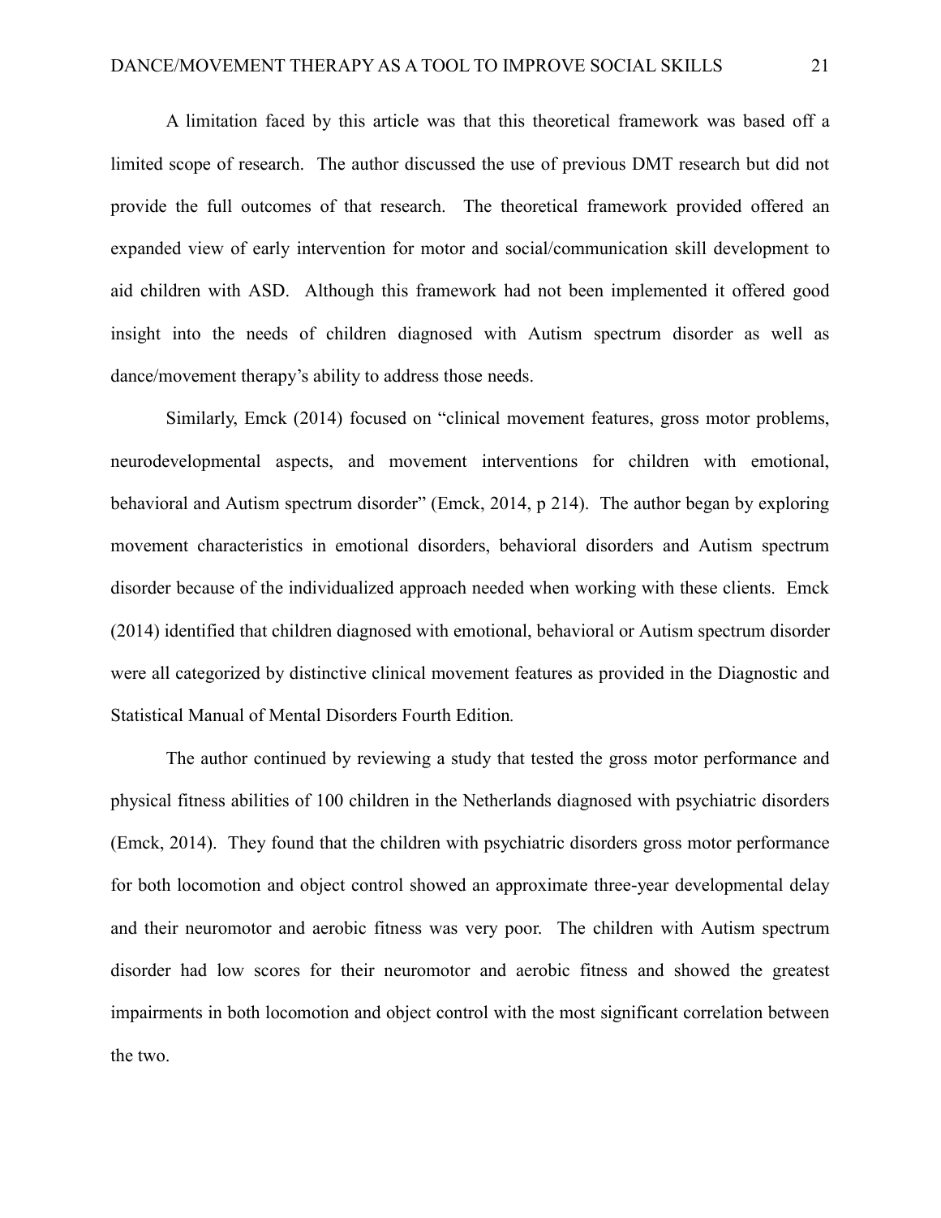A limitation faced by this article was that this theoretical framework was based off a limited scope of research. The author discussed the use of previous DMT research but did not provide the full outcomes of that research. The theoretical framework provided offered an expanded view of early intervention for motor and social/communication skill development to aid children with ASD. Although this framework had not been implemented it offered good insight into the needs of children diagnosed with Autism spectrum disorder as well as dance/movement therapy's ability to address those needs.

Similarly, Emck (2014) focused on "clinical movement features, gross motor problems, neurodevelopmental aspects, and movement interventions for children with emotional, behavioral and Autism spectrum disorder" (Emck, 2014, p 214). The author began by exploring movement characteristics in emotional disorders, behavioral disorders and Autism spectrum disorder because of the individualized approach needed when working with these clients. Emck (2014) identified that children diagnosed with emotional, behavioral or Autism spectrum disorder were all categorized by distinctive clinical movement features as provided in the Diagnostic and Statistical Manual of Mental Disorders Fourth Edition*.*

The author continued by reviewing a study that tested the gross motor performance and physical fitness abilities of 100 children in the Netherlands diagnosed with psychiatric disorders (Emck, 2014). They found that the children with psychiatric disorders gross motor performance for both locomotion and object control showed an approximate three-year developmental delay and their neuromotor and aerobic fitness was very poor. The children with Autism spectrum disorder had low scores for their neuromotor and aerobic fitness and showed the greatest impairments in both locomotion and object control with the most significant correlation between the two.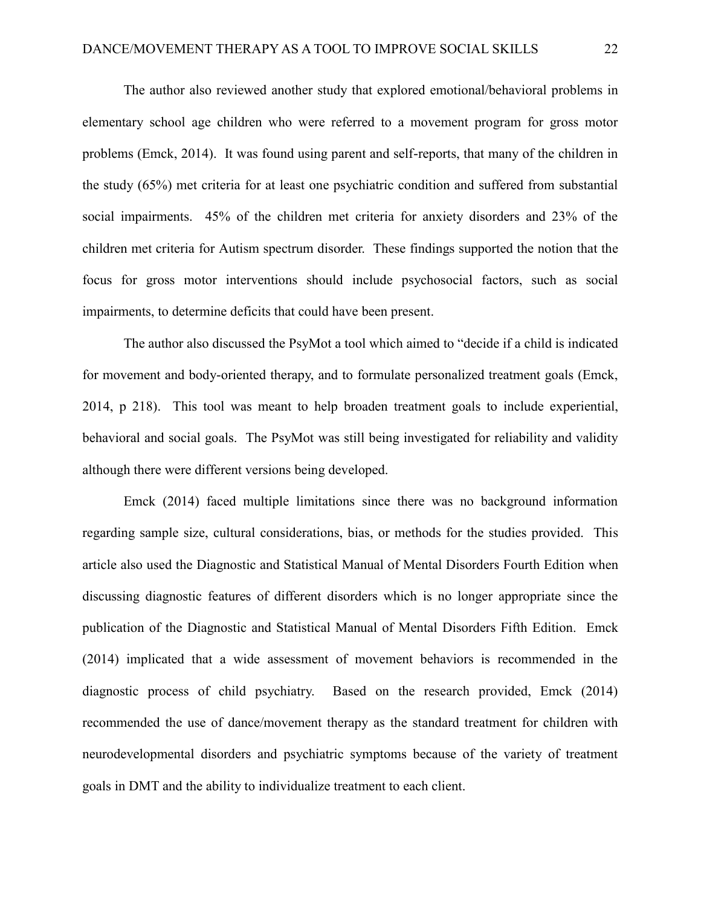The author also reviewed another study that explored emotional/behavioral problems in elementary school age children who were referred to a movement program for gross motor problems (Emck, 2014). It was found using parent and self-reports, that many of the children in the study (65%) met criteria for at least one psychiatric condition and suffered from substantial social impairments. 45% of the children met criteria for anxiety disorders and 23% of the children met criteria for Autism spectrum disorder. These findings supported the notion that the focus for gross motor interventions should include psychosocial factors, such as social impairments, to determine deficits that could have been present.

The author also discussed the PsyMot a tool which aimed to "decide if a child is indicated for movement and body-oriented therapy, and to formulate personalized treatment goals (Emck, 2014, p 218). This tool was meant to help broaden treatment goals to include experiential, behavioral and social goals. The PsyMot was still being investigated for reliability and validity although there were different versions being developed.

Emck (2014) faced multiple limitations since there was no background information regarding sample size, cultural considerations, bias, or methods for the studies provided. This article also used the Diagnostic and Statistical Manual of Mental Disorders Fourth Edition when discussing diagnostic features of different disorders which is no longer appropriate since the publication of the Diagnostic and Statistical Manual of Mental Disorders Fifth Edition. Emck (2014) implicated that a wide assessment of movement behaviors is recommended in the diagnostic process of child psychiatry. Based on the research provided, Emck (2014) recommended the use of dance/movement therapy as the standard treatment for children with neurodevelopmental disorders and psychiatric symptoms because of the variety of treatment goals in DMT and the ability to individualize treatment to each client.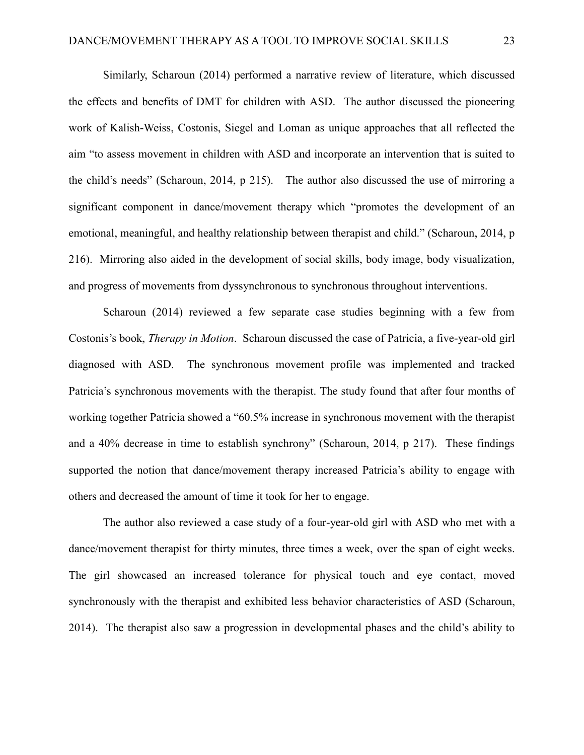Similarly, Scharoun (2014) performed a narrative review of literature, which discussed the effects and benefits of DMT for children with ASD. The author discussed the pioneering work of Kalish-Weiss, Costonis, Siegel and Loman as unique approaches that all reflected the aim "to assess movement in children with ASD and incorporate an intervention that is suited to the child's needs" (Scharoun, 2014, p 215). The author also discussed the use of mirroring a significant component in dance/movement therapy which "promotes the development of an emotional, meaningful, and healthy relationship between therapist and child." (Scharoun, 2014, p 216). Mirroring also aided in the development of social skills, body image, body visualization, and progress of movements from dyssynchronous to synchronous throughout interventions.

Scharoun (2014) reviewed a few separate case studies beginning with a few from Costonis's book, *Therapy in Motion*. Scharoun discussed the case of Patricia, a five-year-old girl diagnosed with ASD. The synchronous movement profile was implemented and tracked Patricia's synchronous movements with the therapist. The study found that after four months of working together Patricia showed a "60.5% increase in synchronous movement with the therapist and a 40% decrease in time to establish synchrony" (Scharoun, 2014, p 217). These findings supported the notion that dance/movement therapy increased Patricia's ability to engage with others and decreased the amount of time it took for her to engage.

The author also reviewed a case study of a four-year-old girl with ASD who met with a dance/movement therapist for thirty minutes, three times a week, over the span of eight weeks. The girl showcased an increased tolerance for physical touch and eye contact, moved synchronously with the therapist and exhibited less behavior characteristics of ASD (Scharoun, 2014). The therapist also saw a progression in developmental phases and the child's ability to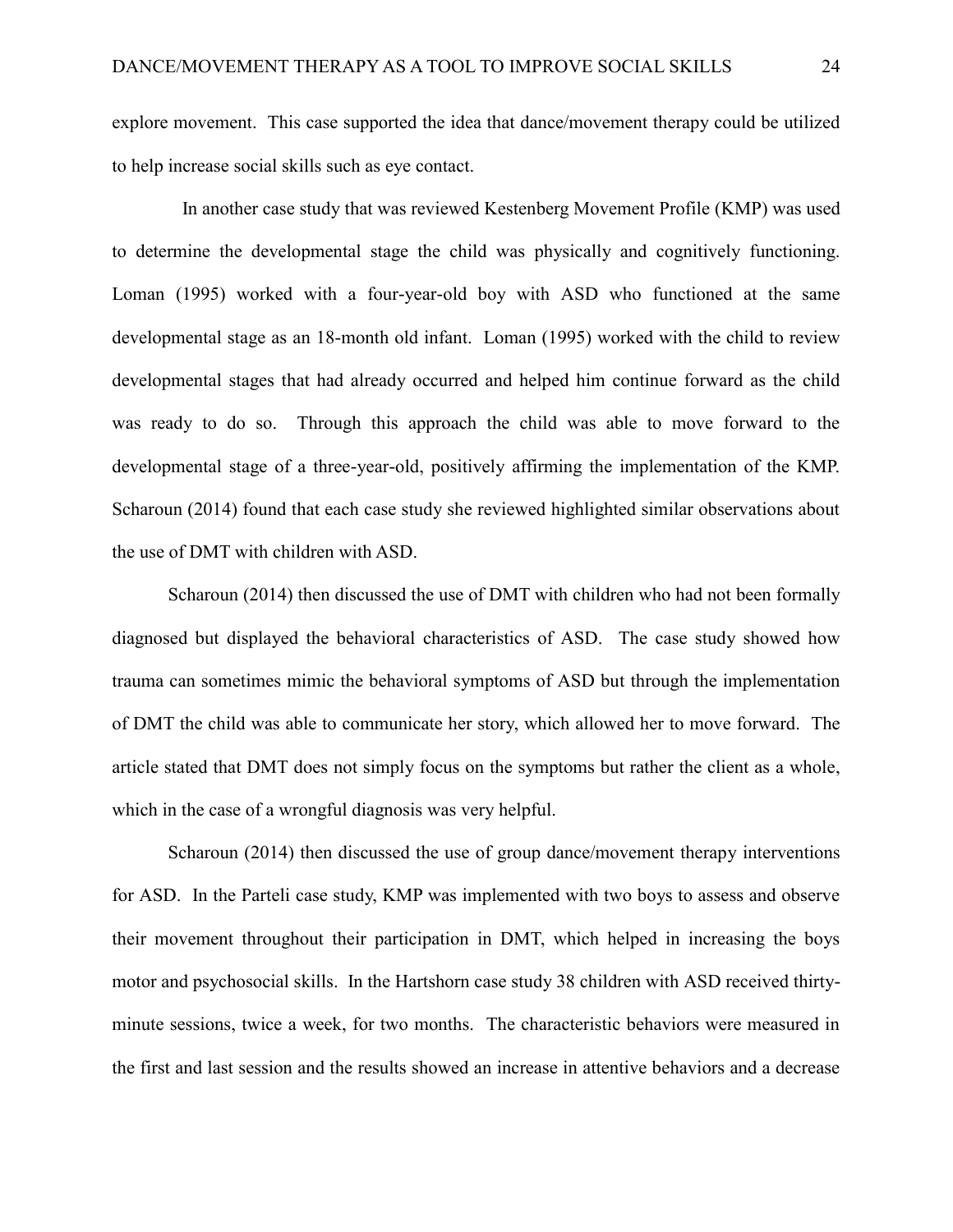explore movement. This case supported the idea that dance/movement therapy could be utilized to help increase social skills such as eye contact.

In another case study that was reviewed Kestenberg Movement Profile (KMP) was used to determine the developmental stage the child was physically and cognitively functioning. Loman (1995) worked with a four-year-old boy with ASD who functioned at the same developmental stage as an 18-month old infant. Loman (1995) worked with the child to review developmental stages that had already occurred and helped him continue forward as the child was ready to do so. Through this approach the child was able to move forward to the developmental stage of a three-year-old, positively affirming the implementation of the KMP. Scharoun (2014) found that each case study she reviewed highlighted similar observations about the use of DMT with children with ASD.

Scharoun (2014) then discussed the use of DMT with children who had not been formally diagnosed but displayed the behavioral characteristics of ASD. The case study showed how trauma can sometimes mimic the behavioral symptoms of ASD but through the implementation of DMT the child was able to communicate her story, which allowed her to move forward. The article stated that DMT does not simply focus on the symptoms but rather the client as a whole, which in the case of a wrongful diagnosis was very helpful.

Scharoun (2014) then discussed the use of group dance/movement therapy interventions for ASD. In the Parteli case study, KMP was implemented with two boys to assess and observe their movement throughout their participation in DMT, which helped in increasing the boys motor and psychosocial skills. In the Hartshorn case study 38 children with ASD received thirty-minute sessions, twice a week, for two months. The characteristic behaviors were measured in the first and last session and the results showed an increase in attentive behaviors and a decrease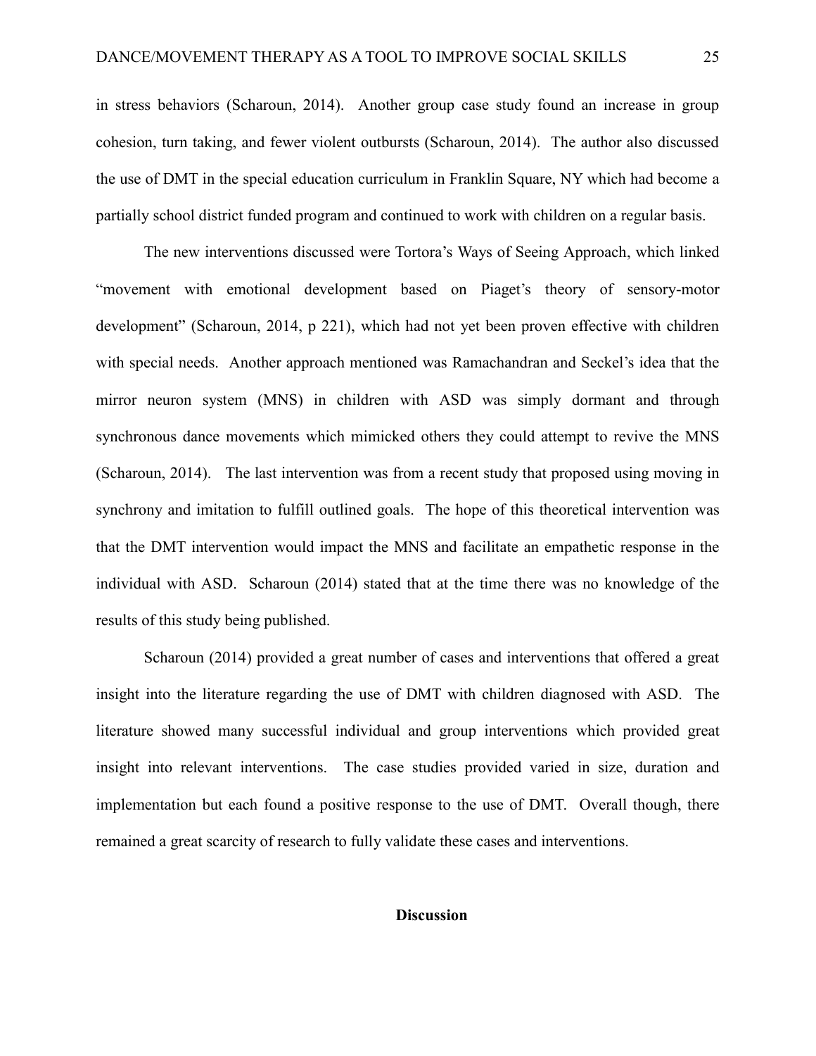in stress behaviors (Scharoun, 2014). Another group case study found an increase in group cohesion, turn taking, and fewer violent outbursts (Scharoun, 2014). The author also discussed the use of DMT in the special education curriculum in Franklin Square, NY which had become a partially school district funded program and continued to work with children on a regular basis.

The new interventions discussed were Tortora's Ways of Seeing Approach, which linked "movement with emotional development based on Piaget's theory of sensory-motor development" (Scharoun, 2014, p 221), which had not yet been proven effective with children with special needs. Another approach mentioned was Ramachandran and Seckel's idea that the mirror neuron system (MNS) in children with ASD was simply dormant and through synchronous dance movements which mimicked others they could attempt to revive the MNS (Scharoun, 2014). The last intervention was from a recent study that proposed using moving in synchrony and imitation to fulfill outlined goals. The hope of this theoretical intervention was that the DMT intervention would impact the MNS and facilitate an empathetic response in the individual with ASD. Scharoun (2014) stated that at the time there was no knowledge of the results of this study being published.

Scharoun (2014) provided a great number of cases and interventions that offered a great insight into the literature regarding the use of DMT with children diagnosed with ASD. The literature showed many successful individual and group interventions which provided great insight into relevant interventions. The case studies provided varied in size, duration and implementation but each found a positive response to the use of DMT. Overall though, there remained a great scarcity of research to fully validate these cases and interventions.

## Discussion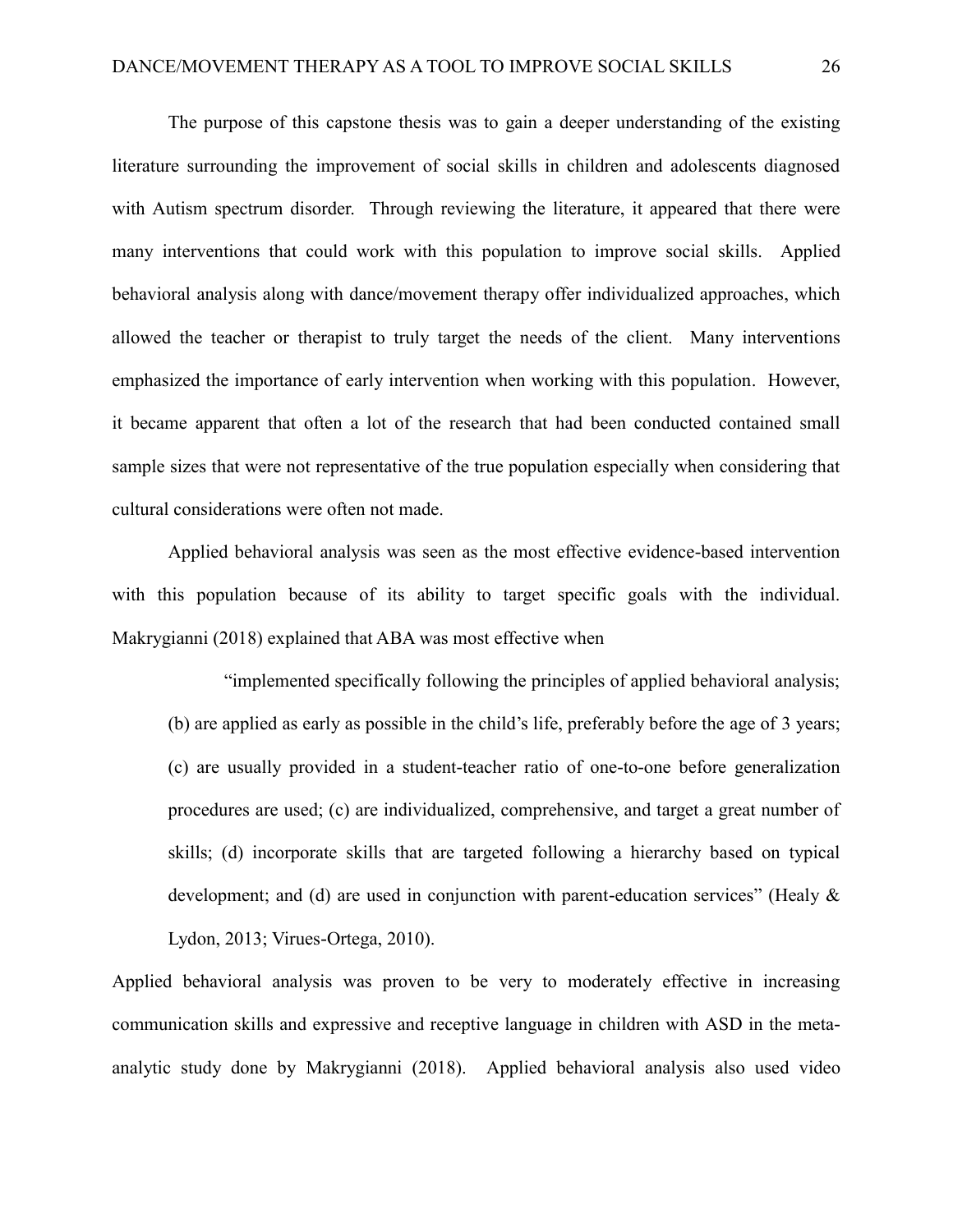The purpose of this capstone thesis was to gain a deeper understanding of the existing literature surrounding the improvement of social skills in children and adolescents diagnosed with Autism spectrum disorder. Through reviewing the literature, it appeared that there were many interventions that could work with this population to improve social skills. Applied behavioral analysis along with dance/movement therapy offer individualized approaches, which allowed the teacher or therapist to truly target the needs of the client. Many interventions emphasized the importance of early intervention when working with this population. However, it became apparent that often a lot of the research that had been conducted contained small sample sizes that were not representative of the true population especially when considering that cultural considerations were often not made.

Applied behavioral analysis was seen as the most effective evidence-based intervention with this population because of its ability to target specific goals with the individual. Makrygianni (2018) explained that ABA was most effective when

> "implemented specifically following the principles of applied behavioral analysis; (b) are applied as early as possible in the child's life, preferably before the age of 3 years; (c) are usually provided in a student-teacher ratio of one-to-one before generalization procedures are used; (c) are individualized, comprehensive, and target a great number of skills; (d) incorporate skills that are targeted following a hierarchy based on typical development; and (d) are used in conjunction with parent-education services" (Healy & Lydon, 2013; Virues-Ortega, 2010).

Applied behavioral analysis was proven to be very to moderately effective in increasing communication skills and expressive and receptive language in children with ASD in the meta-analytic study done by Makrygianni (2018). Applied behavioral analysis also used video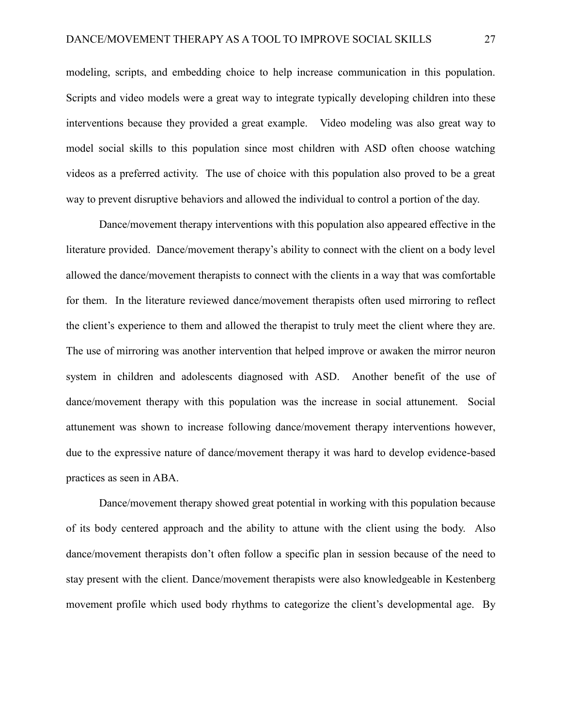modeling, scripts, and embedding choice to help increase communication in this population. Scripts and video models were a great way to integrate typically developing children into these interventions because they provided a great example. Video modeling was also great way to model social skills to this population since most children with ASD often choose watching videos as a preferred activity. The use of choice with this population also proved to be a great way to prevent disruptive behaviors and allowed the individual to control a portion of the day.

Dance/movement therapy interventions with this population also appeared effective in the literature provided. Dance/movement therapy's ability to connect with the client on a body level allowed the dance/movement therapists to connect with the clients in a way that was comfortable for them. In the literature reviewed dance/movement therapists often used mirroring to reflect the client's experience to them and allowed the therapist to truly meet the client where they are. The use of mirroring was another intervention that helped improve or awaken the mirror neuron system in children and adolescents diagnosed with ASD. Another benefit of the use of dance/movement therapy with this population was the increase in social attunement. Social attunement was shown to increase following dance/movement therapy interventions however, due to the expressive nature of dance/movement therapy it was hard to develop evidence-based practices as seen in ABA.

Dance/movement therapy showed great potential in working with this population because of its body centered approach and the ability to attune with the client using the body. Also dance/movement therapists don't often follow a specific plan in session because of the need to stay present with the client. Dance/movement therapists were also knowledgeable in Kestenberg movement profile which used body rhythms to categorize the client's developmental age. By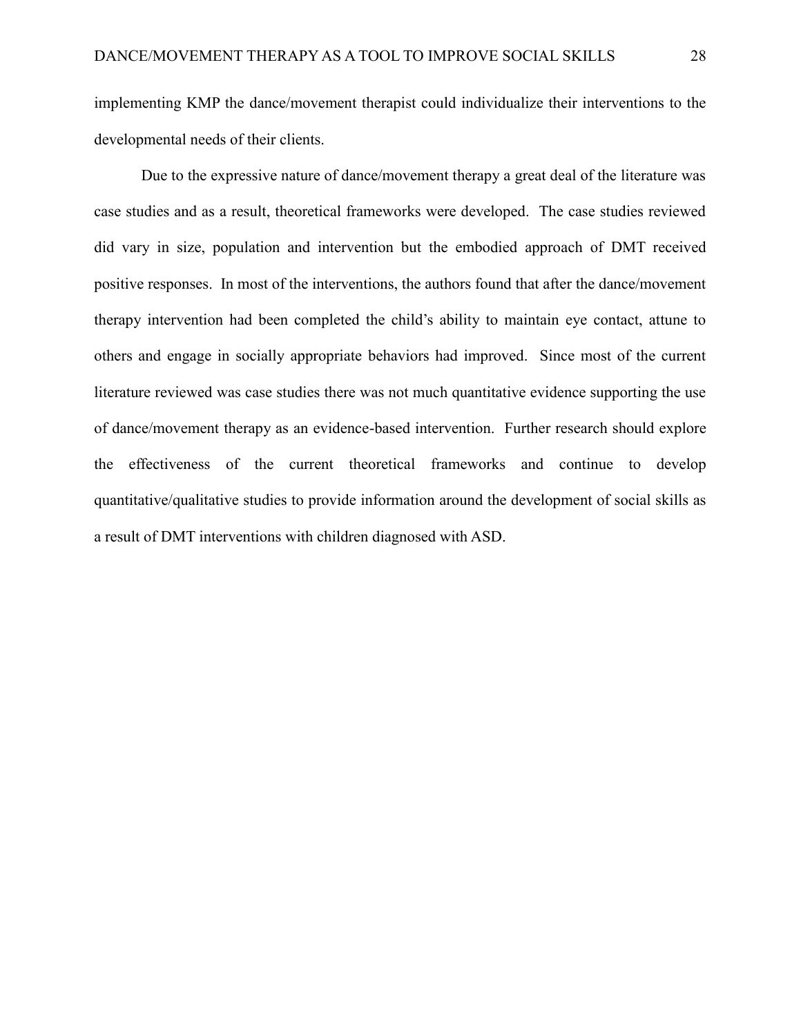implementing KMP the dance/movement therapist could individualize their interventions to the developmental needs of their clients.

Due to the expressive nature of dance/movement therapy a great deal of the literature was case studies and as a result, theoretical frameworks were developed. The case studies reviewed did vary in size, population and intervention but the embodied approach of DMT received positive responses. In most of the interventions, the authors found that after the dance/movement therapy intervention had been completed the child's ability to maintain eye contact, attune to others and engage in socially appropriate behaviors had improved. Since most of the current literature reviewed was case studies there was not much quantitative evidence supporting the use of dance/movement therapy as an evidence-based intervention. Further research should explore the effectiveness of the current theoretical frameworks and continue to develop quantitative/qualitative studies to provide information around the development of social skills as a result of DMT interventions with children diagnosed with ASD.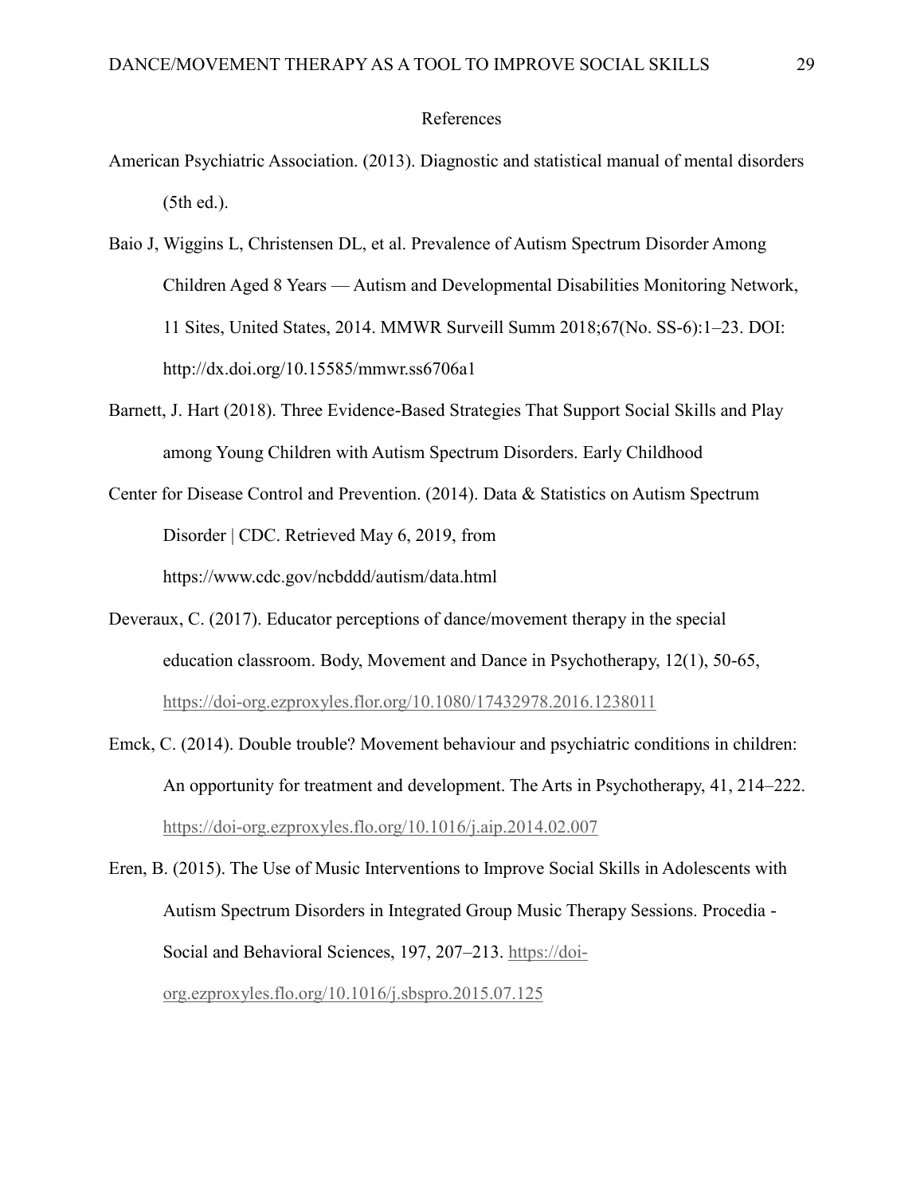# References

American Psychiatric Association. (2013). Diagnostic and statistical manual of mental disorders (5th ed.).

Baio J, Wiggins L, Christensen DL, et al. Prevalence of Autism Spectrum Disorder Among Children Aged 8 Years — Autism and Developmental Disabilities Monitoring Network, 11 Sites, United States, 2014. MMWR Surveill Summ 2018;67(No. SS-6):1–23. DOI: http://dx.doi.org/10.15585/mmwr.ss6706a1

Barnett, J. Hart (2018). Three Evidence-Based Strategies That Support Social Skills and Play among Young Children with Autism Spectrum Disorders. Early Childhood

Center for Disease Control and Prevention. (2014). Data & Statistics on Autism Spectrum Disorder | CDC. Retrieved May 6, 2019, from https://www.cdc.gov/ncbddd/autism/data.html

Deveraux, C. (2017). Educator perceptions of dance/movement therapy in the special education classroom. Body, Movement and Dance in Psychotherapy, 12(1), 50-65, https://doi-org.ezproxyles.flor.org/10.1080/17432978.2016.1238011

Emck, C. (2014). Double trouble? Movement behaviour and psychiatric conditions in children: An opportunity for treatment and development. The Arts in Psychotherapy, 41, 214–222. https://doi-org.ezproxyles.flo.org/10.1016/j.aip.2014.02.007

Eren, B. (2015). The Use of Music Interventions to Improve Social Skills in Adolescents with Autism Spectrum Disorders in Integrated Group Music Therapy Sessions. Procedia - Social and Behavioral Sciences, 197, 207–213. https://doi-org.ezproxyles.flo.org/10.1016/j.sbspro.2015.07.125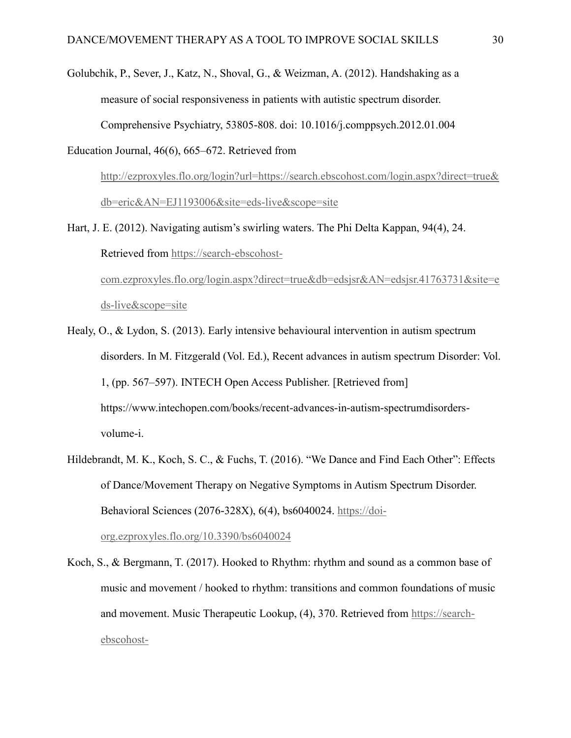Golubchik, P., Sever, J., Katz, N., Shoval, G., & Weizman, A. (2012). Handshaking as a measure of social responsiveness in patients with autistic spectrum disorder. Comprehensive Psychiatry, 53805-808. doi: 10.1016/j.comppsych.2012.01.004

Education Journal, 46(6), 665–672. Retrieved from http://ezproxyles.flo.org/login?url=https://search.ebscohost.com/login.aspx?direct=true&db=eric&AN=EJ1193006&site=eds-live&scope=site

Hart, J. E. (2012). Navigating autism's swirling waters. The Phi Delta Kappan, 94(4), 24. Retrieved from https://search-ebscohost-com.ezproxyles.flo.org/login.aspx?direct=true&db=edsjsr&AN=edsjsr.41763731&site=eds-live&scope=site

Healy, O., & Lydon, S. (2013). Early intensive behavioural intervention in autism spectrum disorders. In M. Fitzgerald (Vol. Ed.), Recent advances in autism spectrum Disorder: Vol. 1, (pp. 567–597). INTECH Open Access Publisher. [Retrieved from] https://www.intechopen.com/books/recent-advances-in-autism-spectrumdisorders-volume-i.

Hildebrandt, M. K., Koch, S. C., & Fuchs, T. (2016). "We Dance and Find Each Other": Effects of Dance/Movement Therapy on Negative Symptoms in Autism Spectrum Disorder. Behavioral Sciences (2076-328X), 6(4), bs6040024. https://doi-org.ezproxyles.flo.org/10.3390/bs6040024

Koch, S., & Bergmann, T. (2017). Hooked to Rhythm: rhythm and sound as a common base of music and movement / hooked to rhythm: transitions and common foundations of music and movement. Music Therapeutic Lookup, (4), 370. Retrieved from https://search-ebscohost-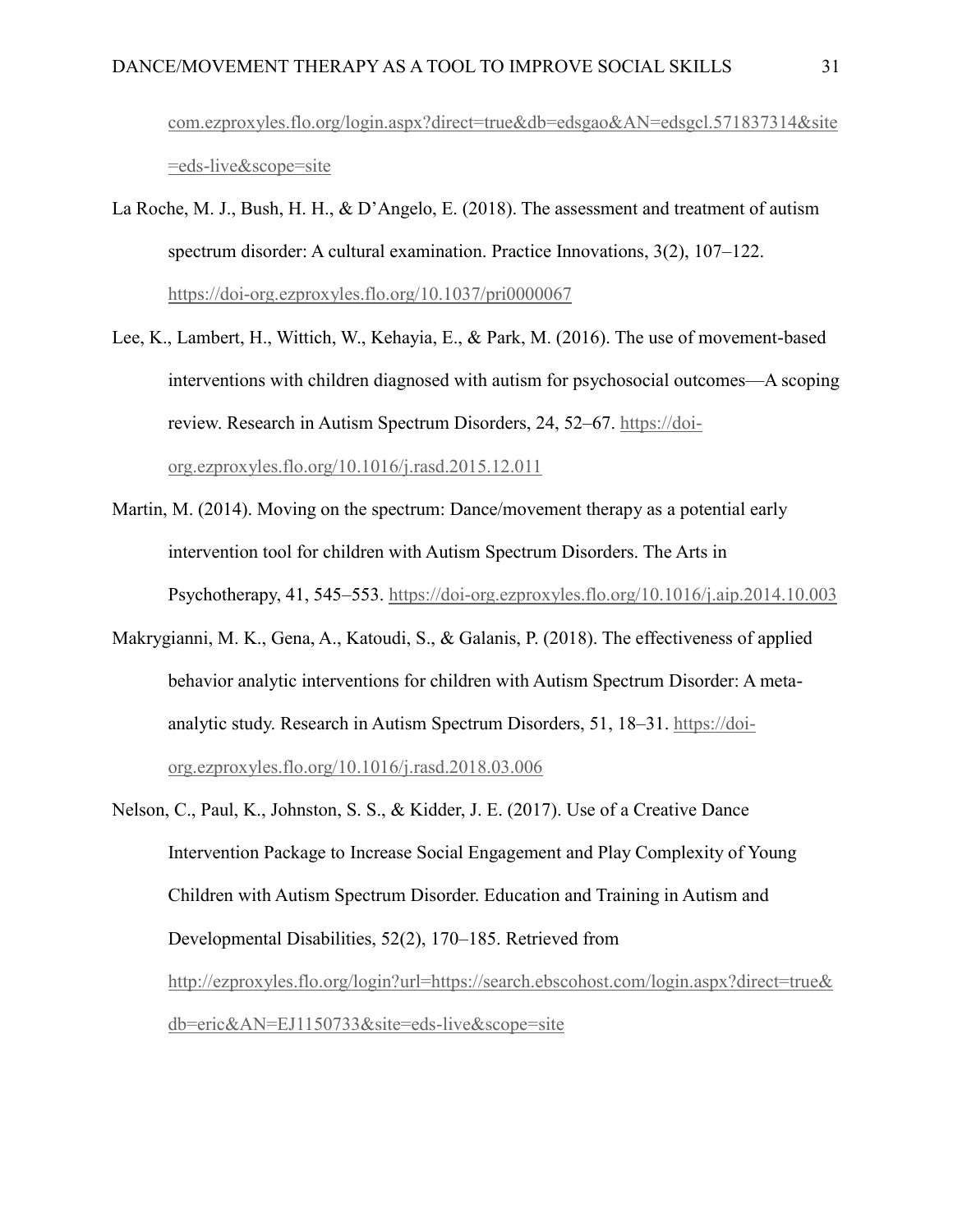com.ezproxyles.flo.org/login.aspx?direct=true&db=edsgao&AN=edsgcl.571837314&site=eds-live&scope=site

La Roche, M. J., Bush, H. H., & D'Angelo, E. (2018). The assessment and treatment of autism spectrum disorder: A cultural examination. Practice Innovations, 3(2), 107–122. https://doi-org.ezproxyles.flo.org/10.1037/pri0000067

Lee, K., Lambert, H., Wittich, W., Kehayia, E., & Park, M. (2016). The use of movement-based interventions with children diagnosed with autism for psychosocial outcomes—A scoping review. Research in Autism Spectrum Disorders, 24, 52–67. https://doi-org.ezproxyles.flo.org/10.1016/j.rasd.2015.12.011

Martin, M. (2014). Moving on the spectrum: Dance/movement therapy as a potential early intervention tool for children with Autism Spectrum Disorders. The Arts in Psychotherapy, 41, 545–553. https://doi-org.ezproxyles.flo.org/10.1016/j.aip.2014.10.003

Makrygianni, M. K., Gena, A., Katoudi, S., & Galanis, P. (2018). The effectiveness of applied behavior analytic interventions for children with Autism Spectrum Disorder: A meta-analytic study. Research in Autism Spectrum Disorders, 51, 18–31. https://doi-org.ezproxyles.flo.org/10.1016/j.rasd.2018.03.006

Nelson, C., Paul, K., Johnston, S. S., & Kidder, J. E. (2017). Use of a Creative Dance Intervention Package to Increase Social Engagement and Play Complexity of Young Children with Autism Spectrum Disorder. Education and Training in Autism and Developmental Disabilities, 52(2), 170–185. Retrieved from http://ezproxyles.flo.org/login?url=https://search.ebscohost.com/login.aspx?direct=true&db=eric&AN=EJ1150733&site=eds-live&scope=site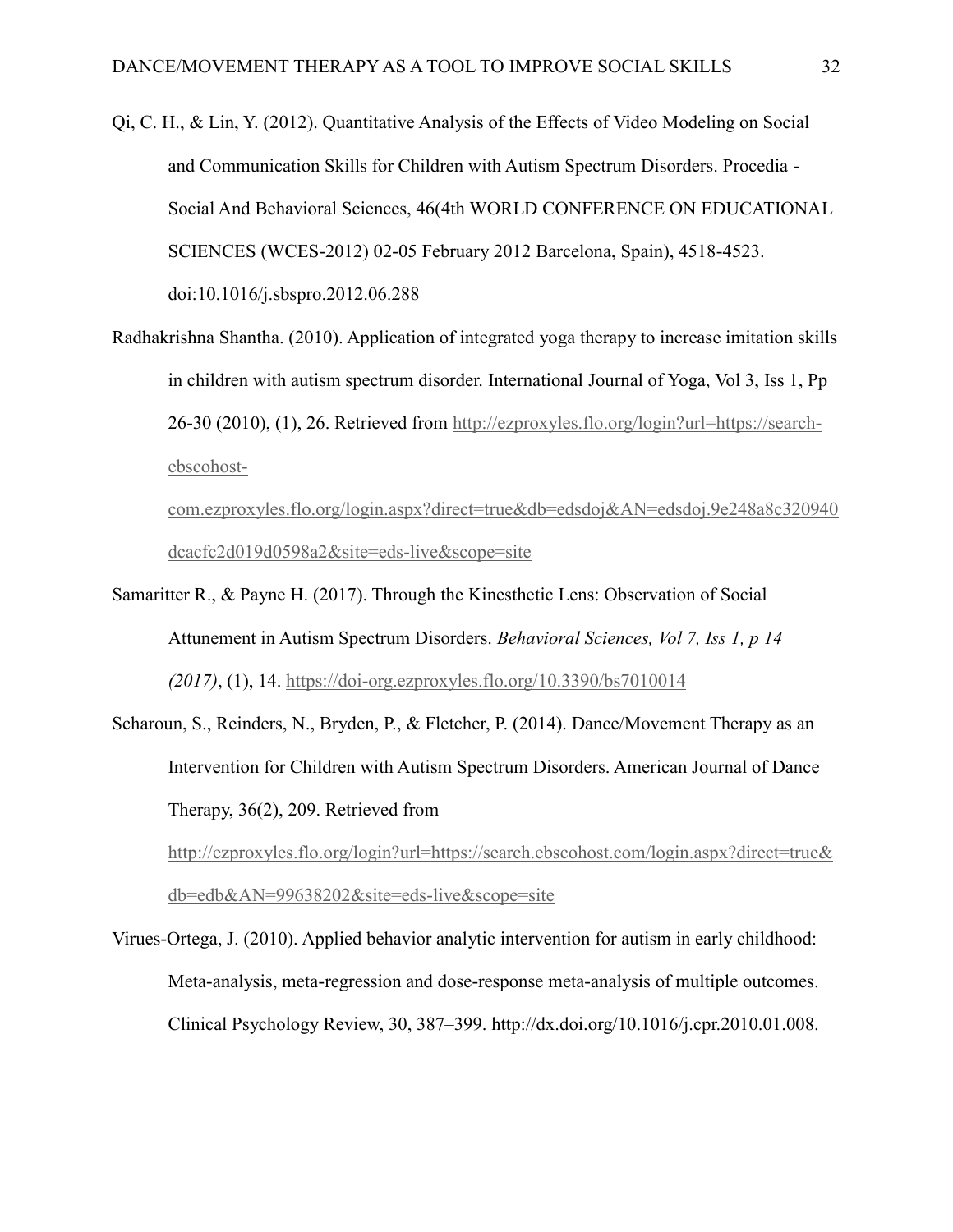Qi, C. H., & Lin, Y. (2012). Quantitative Analysis of the Effects of Video Modeling on Social and Communication Skills for Children with Autism Spectrum Disorders. Procedia - Social And Behavioral Sciences, 46(4th WORLD CONFERENCE ON EDUCATIONAL SCIENCES (WCES-2012) 02-05 February 2012 Barcelona, Spain), 4518-4523. doi:10.1016/j.sbspro.2012.06.288

Radhakrishna Shantha. (2010). Application of integrated yoga therapy to increase imitation skills in children with autism spectrum disorder. International Journal of Yoga, Vol 3, Iss 1, Pp 26-30 (2010), (1), 26. Retrieved from http://ezproxyles.flo.org/login?url=https://search-ebscohost-com.ezproxyles.flo.org/login.aspx?direct=true&db=edsdoj&AN=edsdoj.9e248a8c320940dcacfc2d019d0598a2&site=eds-live&scope=site

Samaritter R., & Payne H. (2017). Through the Kinesthetic Lens: Observation of Social Attunement in Autism Spectrum Disorders. *Behavioral Sciences, Vol 7, Iss 1, p 14 (2017)*, (1), 14. https://doi-org.ezproxyles.flo.org/10.3390/bs7010014

Scharoun, S., Reinders, N., Bryden, P., & Fletcher, P. (2014). Dance/Movement Therapy as an Intervention for Children with Autism Spectrum Disorders. American Journal of Dance Therapy, 36(2), 209. Retrieved from http://ezproxyles.flo.org/login?url=https://search.ebscohost.com/login.aspx?direct=true&db=edb&AN=99638202&site=eds-live&scope=site

Virues-Ortega, J. (2010). Applied behavior analytic intervention for autism in early childhood: Meta-analysis, meta-regression and dose-response meta-analysis of multiple outcomes. Clinical Psychology Review, 30, 387–399. http://dx.doi.org/10.1016/j.cpr.2010.01.008.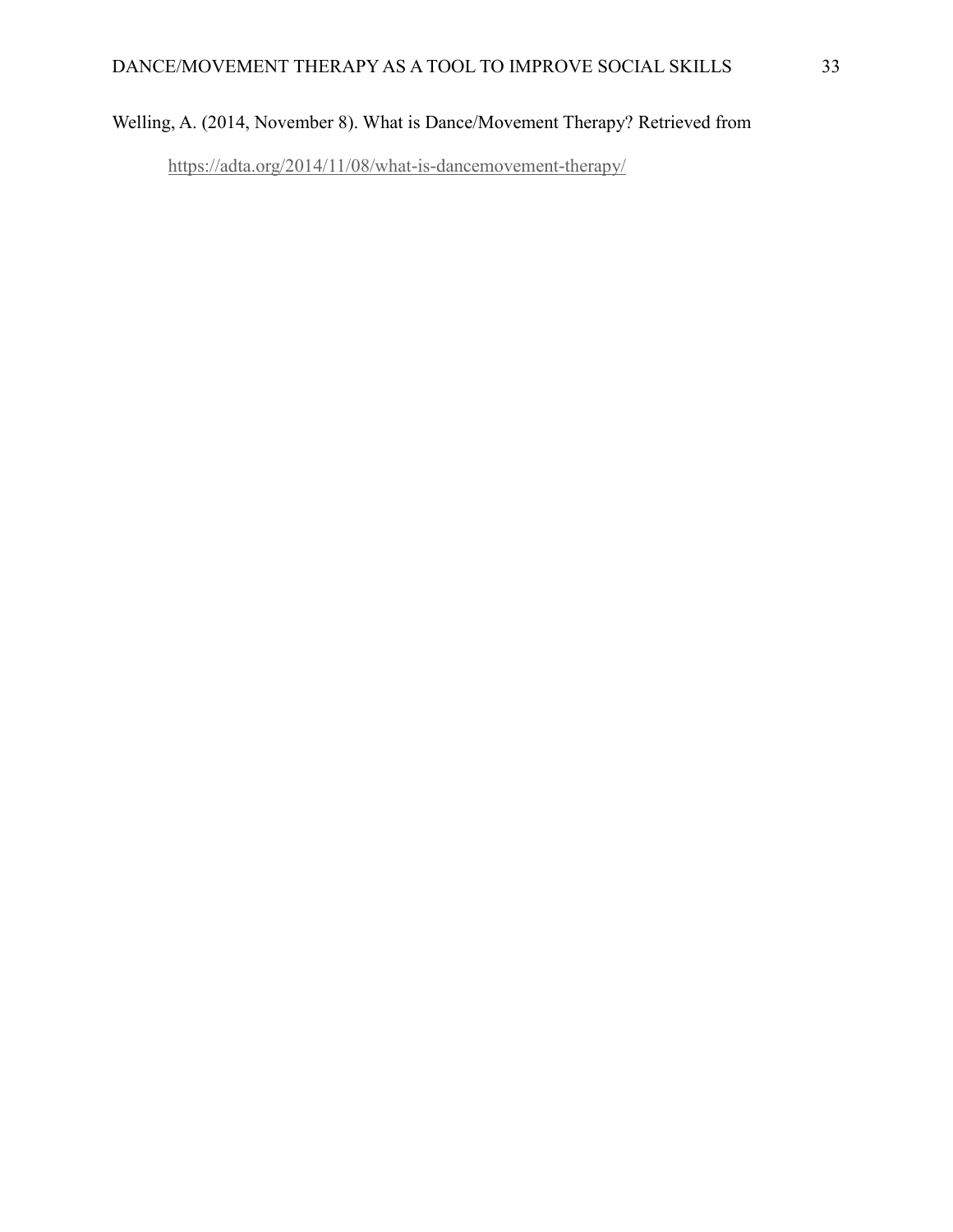Welling, A. (2014, November 8). What is Dance/Movement Therapy? Retrieved from https://adta.org/2014/11/08/what-is-dancemovement-therapy/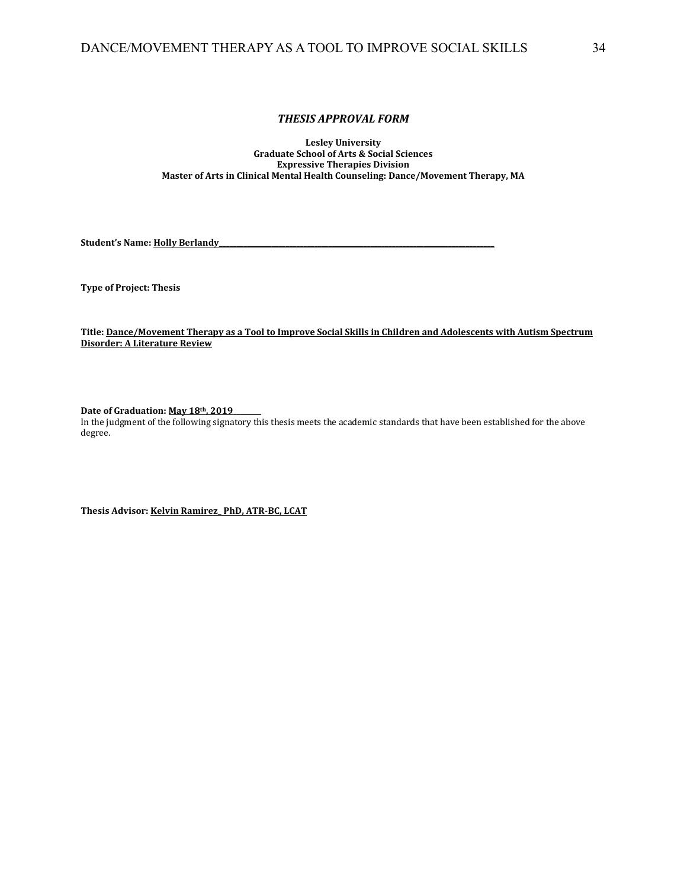## *THESIS APPROVAL FORM*

**Lesley University**
**Graduate School of Arts & Social Sciences**
**Expressive Therapies Division**
**Master of Arts in Clinical Mental Health Counseling: Dance/Movement Therapy, MA**

**Student's Name: Holly Berlandy**

**Type of Project: Thesis**

**Title: Dance/Movement Therapy as a Tool to Improve Social Skills in Children and Adolescents with Autism Spectrum Disorder: A Literature Review**

**Date of Graduation: May 18th, 2019**

In the judgment of the following signatory this thesis meets the academic standards that have been established for the above degree.

**Thesis Advisor: Kelvin Ramirez_ PhD, ATR-BC, LCAT**